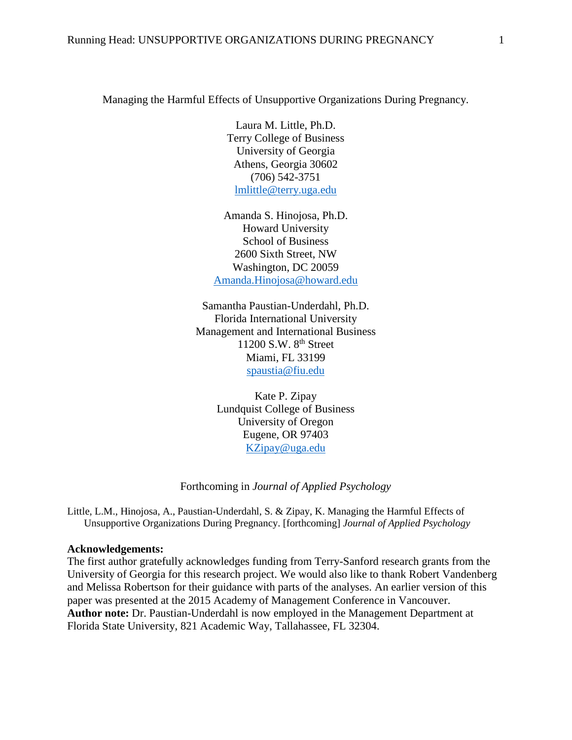Managing the Harmful Effects of Unsupportive Organizations During Pregnancy.

Laura M. Little, Ph.D.
Terry College of Business
University of Georgia
Athens, Georgia 30602
(706) 542-3751
lmlittle@terry.uga.edu

Amanda S. Hinojosa, Ph.D.
Howard University
School of Business
2600 Sixth Street, NW
Washington, DC 20059
Amanda.Hinojosa@howard.edu

Samantha Paustian-Underdahl, Ph.D.
Florida International University
Management and International Business
11200 S.W. 8th Street
Miami, FL 33199
spaustia@fiu.edu

Kate P. Zipay
Lundquist College of Business
University of Oregon
Eugene, OR 97403
KZipay@uga.edu

Forthcoming in *Journal of Applied Psychology*

Little, L.M., Hinojosa, A., Paustian-Underdahl, S. & Zipay, K. Managing the Harmful Effects of Unsupportive Organizations During Pregnancy. [forthcoming] *Journal of Applied Psychology*

**Acknowledgements:**
The first author gratefully acknowledges funding from Terry-Sanford research grants from the University of Georgia for this research project. We would also like to thank Robert Vandenberg and Melissa Robertson for their guidance with parts of the analyses. An earlier version of this paper was presented at the 2015 Academy of Management Conference in Vancouver.
**Author note:** Dr. Paustian-Underdahl is now employed in the Management Department at Florida State University, 821 Academic Way, Tallahassee, FL 32304.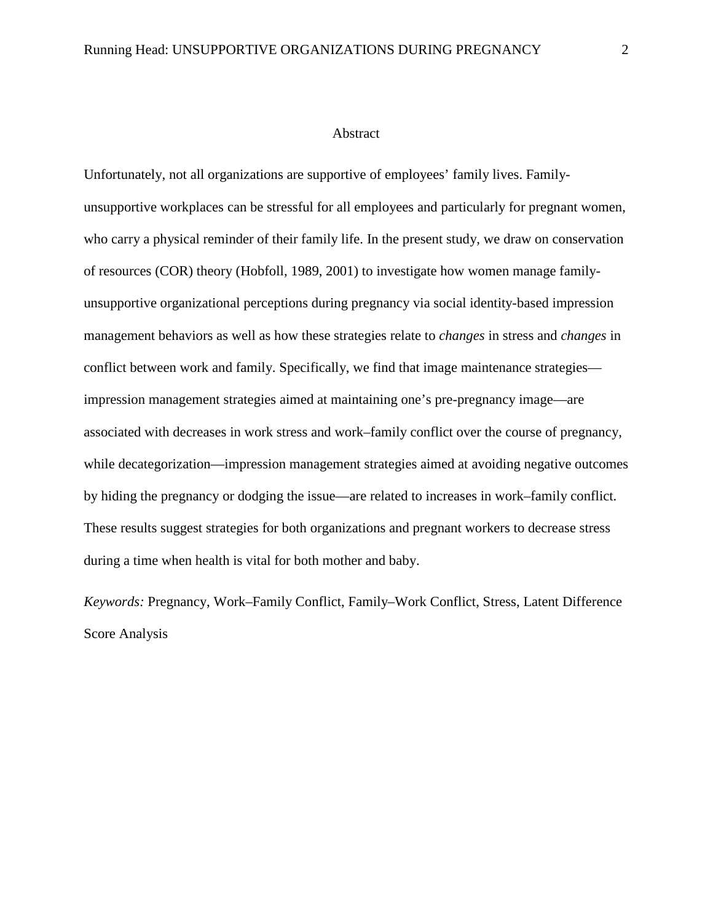# Abstract

Unfortunately, not all organizations are supportive of employees' family lives. Family-unsupportive workplaces can be stressful for all employees and particularly for pregnant women, who carry a physical reminder of their family life. In the present study, we draw on conservation of resources (COR) theory (Hobfoll, 1989, 2001) to investigate how women manage family-unsupportive organizational perceptions during pregnancy via social identity-based impression management behaviors as well as how these strategies relate to *changes* in stress and *changes* in conflict between work and family. Specifically, we find that image maintenance strategies—impression management strategies aimed at maintaining one's pre-pregnancy image—are associated with decreases in work stress and work–family conflict over the course of pregnancy, while decategorization—impression management strategies aimed at avoiding negative outcomes by hiding the pregnancy or dodging the issue—are related to increases in work–family conflict. These results suggest strategies for both organizations and pregnant workers to decrease stress during a time when health is vital for both mother and baby.

*Keywords:* Pregnancy, Work–Family Conflict, Family–Work Conflict, Stress, Latent Difference Score Analysis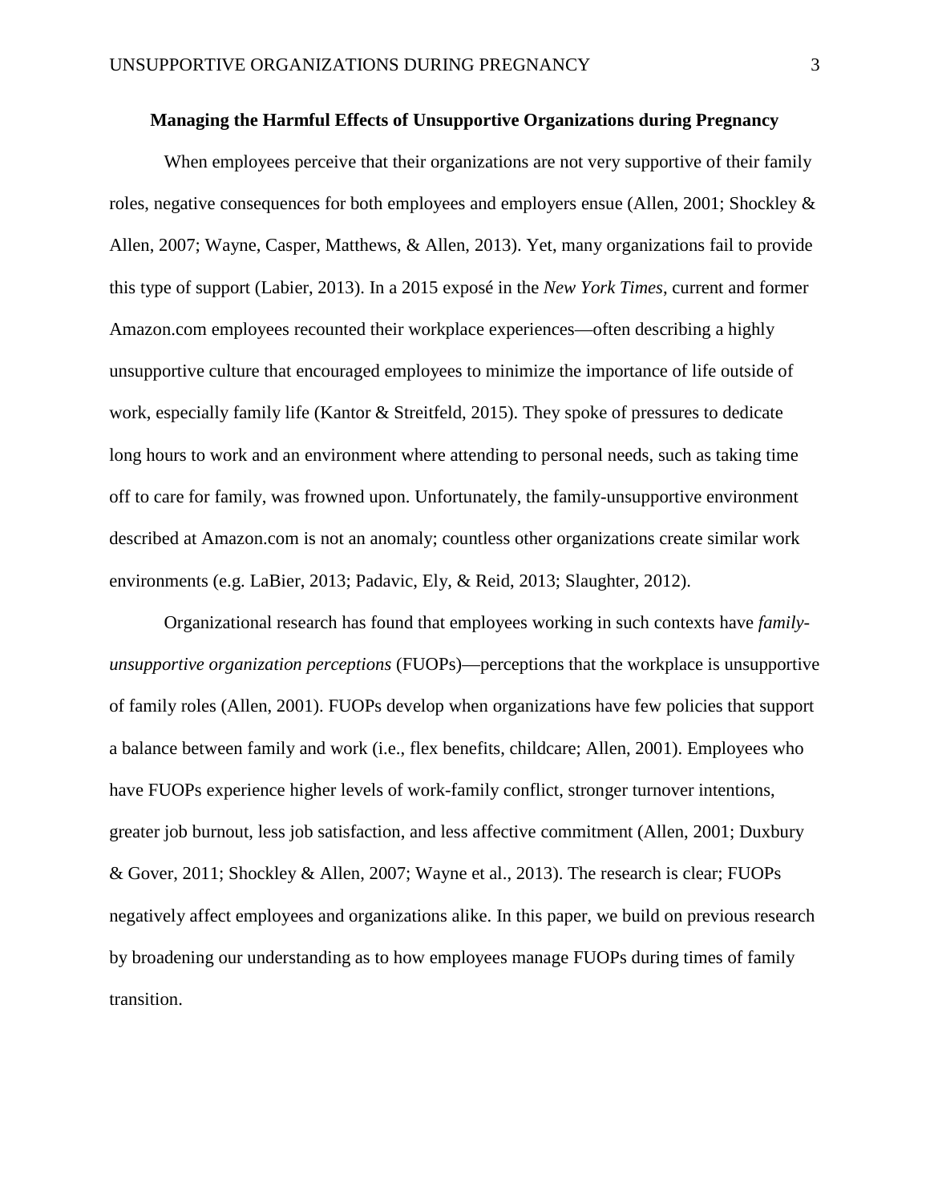# Managing the Harmful Effects of Unsupportive Organizations during Pregnancy

When employees perceive that their organizations are not very supportive of their family roles, negative consequences for both employees and employers ensue (Allen, 2001; Shockley & Allen, 2007; Wayne, Casper, Matthews, & Allen, 2013). Yet, many organizations fail to provide this type of support (Labier, 2013). In a 2015 exposé in the *New York Times*, current and former Amazon.com employees recounted their workplace experiences—often describing a highly unsupportive culture that encouraged employees to minimize the importance of life outside of work, especially family life (Kantor & Streitfeld, 2015). They spoke of pressures to dedicate long hours to work and an environment where attending to personal needs, such as taking time off to care for family, was frowned upon. Unfortunately, the family-unsupportive environment described at Amazon.com is not an anomaly; countless other organizations create similar work environments (e.g. LaBier, 2013; Padavic, Ely, & Reid, 2013; Slaughter, 2012).

Organizational research has found that employees working in such contexts have *family-unsupportive organization perceptions* (FUOPs)—perceptions that the workplace is unsupportive of family roles (Allen, 2001). FUOPs develop when organizations have few policies that support a balance between family and work (i.e., flex benefits, childcare; Allen, 2001). Employees who have FUOPs experience higher levels of work-family conflict, stronger turnover intentions, greater job burnout, less job satisfaction, and less affective commitment (Allen, 2001; Duxbury & Gover, 2011; Shockley & Allen, 2007; Wayne et al., 2013). The research is clear; FUOPs negatively affect employees and organizations alike. In this paper, we build on previous research by broadening our understanding as to how employees manage FUOPs during times of family transition.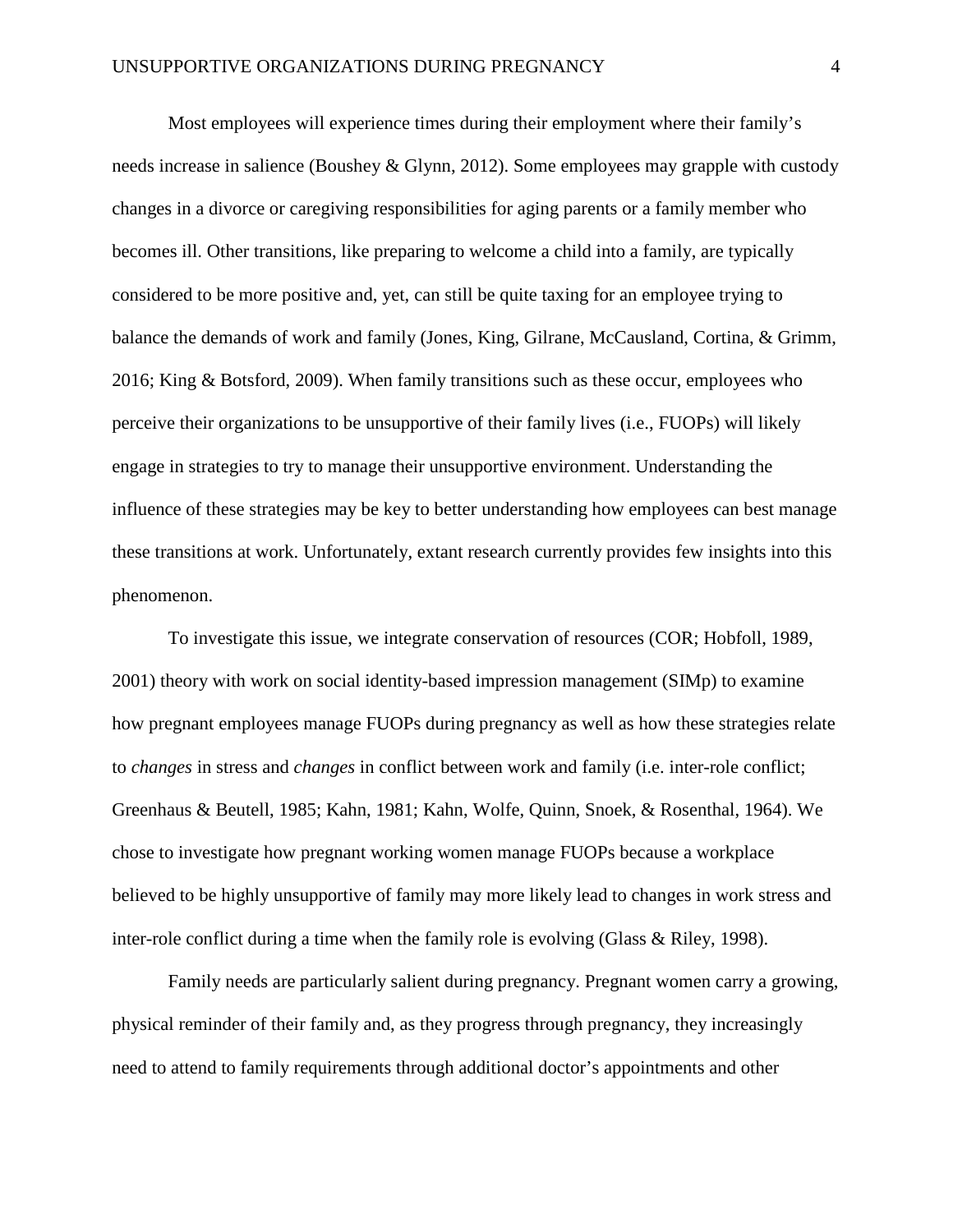Most employees will experience times during their employment where their family's needs increase in salience (Boushey & Glynn, 2012). Some employees may grapple with custody changes in a divorce or caregiving responsibilities for aging parents or a family member who becomes ill. Other transitions, like preparing to welcome a child into a family, are typically considered to be more positive and, yet, can still be quite taxing for an employee trying to balance the demands of work and family (Jones, King, Gilrane, McCausland, Cortina, & Grimm, 2016; King & Botsford, 2009). When family transitions such as these occur, employees who perceive their organizations to be unsupportive of their family lives (i.e., FUOPs) will likely engage in strategies to try to manage their unsupportive environment. Understanding the influence of these strategies may be key to better understanding how employees can best manage these transitions at work. Unfortunately, extant research currently provides few insights into this phenomenon.

To investigate this issue, we integrate conservation of resources (COR; Hobfoll, 1989, 2001) theory with work on social identity-based impression management (SIMp) to examine how pregnant employees manage FUOPs during pregnancy as well as how these strategies relate to *changes* in stress and *changes* in conflict between work and family (i.e. inter-role conflict; Greenhaus & Beutell, 1985; Kahn, 1981; Kahn, Wolfe, Quinn, Snoek, & Rosenthal, 1964). We chose to investigate how pregnant working women manage FUOPs because a workplace believed to be highly unsupportive of family may more likely lead to changes in work stress and inter-role conflict during a time when the family role is evolving (Glass & Riley, 1998).

Family needs are particularly salient during pregnancy. Pregnant women carry a growing, physical reminder of their family and, as they progress through pregnancy, they increasingly need to attend to family requirements through additional doctor's appointments and other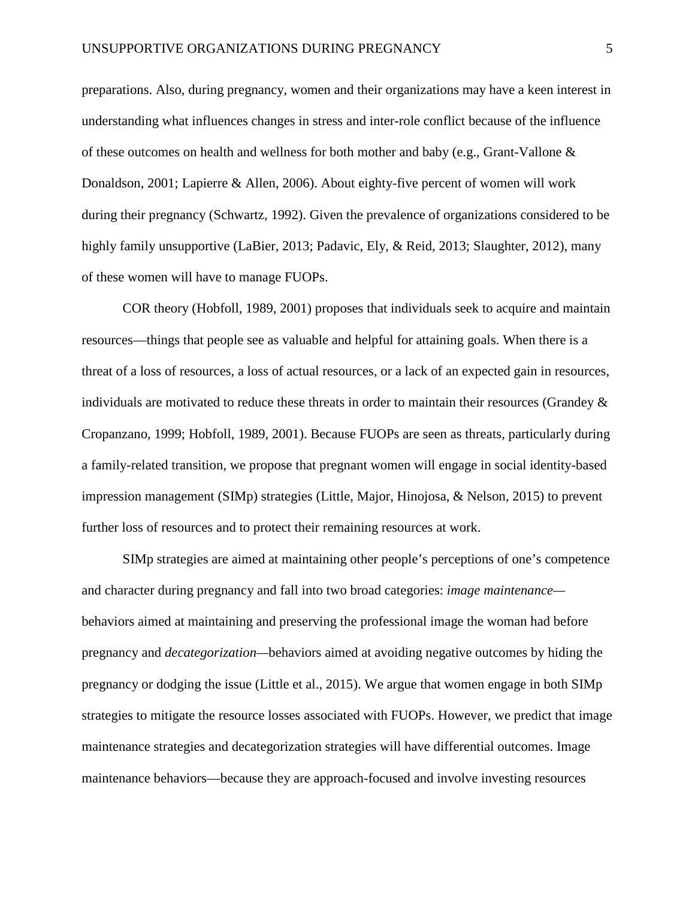preparations. Also, during pregnancy, women and their organizations may have a keen interest in understanding what influences changes in stress and inter-role conflict because of the influence of these outcomes on health and wellness for both mother and baby (e.g., Grant-Vallone & Donaldson, 2001; Lapierre & Allen, 2006). About eighty-five percent of women will work during their pregnancy (Schwartz, 1992). Given the prevalence of organizations considered to be highly family unsupportive (LaBier, 2013; Padavic, Ely, & Reid, 2013; Slaughter, 2012), many of these women will have to manage FUOPs.

COR theory (Hobfoll, 1989, 2001) proposes that individuals seek to acquire and maintain resources—things that people see as valuable and helpful for attaining goals. When there is a threat of a loss of resources, a loss of actual resources, or a lack of an expected gain in resources, individuals are motivated to reduce these threats in order to maintain their resources (Grandey & Cropanzano, 1999; Hobfoll, 1989, 2001). Because FUOPs are seen as threats, particularly during a family-related transition, we propose that pregnant women will engage in social identity-based impression management (SIMp) strategies (Little, Major, Hinojosa, & Nelson, 2015) to prevent further loss of resources and to protect their remaining resources at work.

SIMp strategies are aimed at maintaining other people's perceptions of one's competence and character during pregnancy and fall into two broad categories: *image maintenance*—behaviors aimed at maintaining and preserving the professional image the woman had before pregnancy and *decategorization*—behaviors aimed at avoiding negative outcomes by hiding the pregnancy or dodging the issue (Little et al., 2015). We argue that women engage in both SIMp strategies to mitigate the resource losses associated with FUOPs. However, we predict that image maintenance strategies and decategorization strategies will have differential outcomes. Image maintenance behaviors—because they are approach-focused and involve investing resources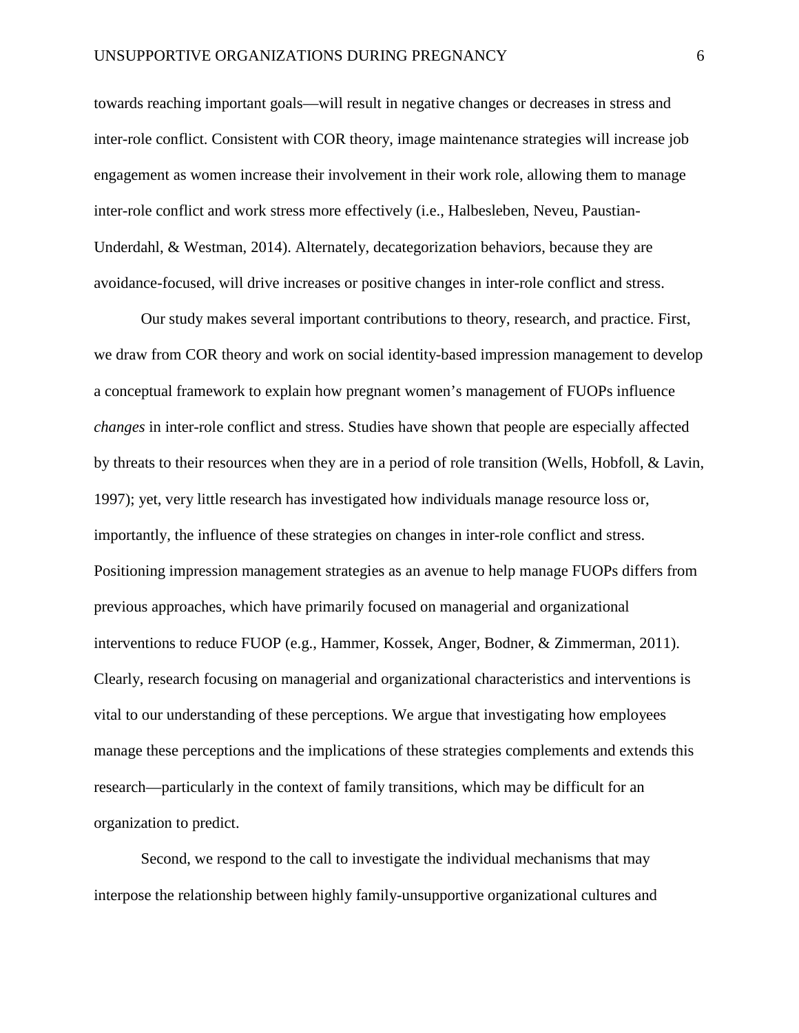towards reaching important goals—will result in negative changes or decreases in stress and inter-role conflict. Consistent with COR theory, image maintenance strategies will increase job engagement as women increase their involvement in their work role, allowing them to manage inter-role conflict and work stress more effectively (i.e., Halbesleben, Neveu, Paustian-Underdahl, & Westman, 2014). Alternately, decategorization behaviors, because they are avoidance-focused, will drive increases or positive changes in inter-role conflict and stress.

Our study makes several important contributions to theory, research, and practice. First, we draw from COR theory and work on social identity-based impression management to develop a conceptual framework to explain how pregnant women's management of FUOPs influence *changes* in inter-role conflict and stress. Studies have shown that people are especially affected by threats to their resources when they are in a period of role transition (Wells, Hobfoll, & Lavin, 1997); yet, very little research has investigated how individuals manage resource loss or, importantly, the influence of these strategies on changes in inter-role conflict and stress. Positioning impression management strategies as an avenue to help manage FUOPs differs from previous approaches, which have primarily focused on managerial and organizational interventions to reduce FUOP (e.g., Hammer, Kossek, Anger, Bodner, & Zimmerman, 2011). Clearly, research focusing on managerial and organizational characteristics and interventions is vital to our understanding of these perceptions. We argue that investigating how employees manage these perceptions and the implications of these strategies complements and extends this research—particularly in the context of family transitions, which may be difficult for an organization to predict.

Second, we respond to the call to investigate the individual mechanisms that may interpose the relationship between highly family-unsupportive organizational cultures and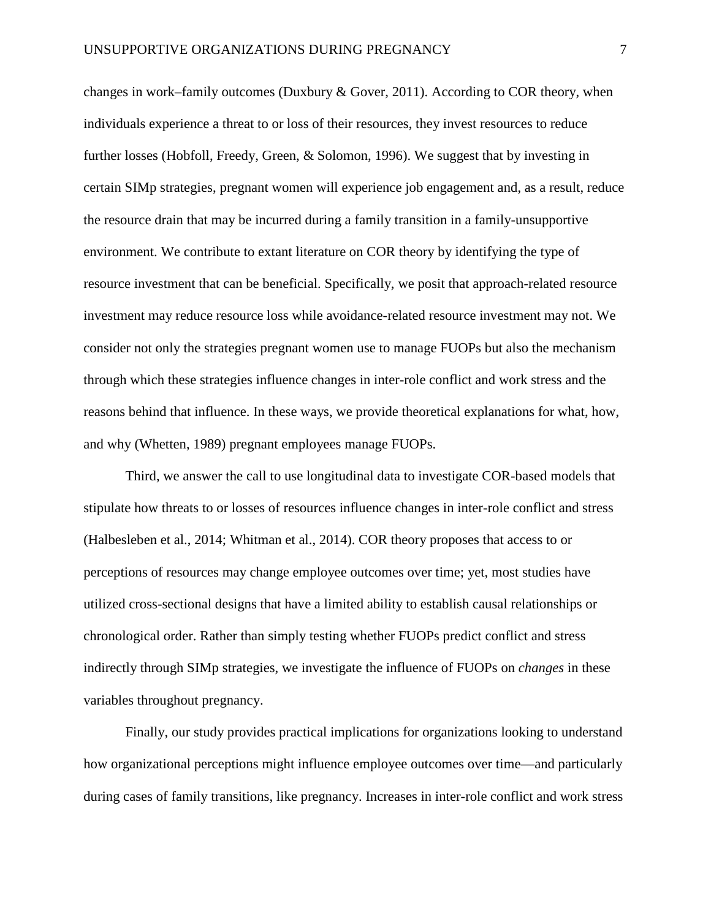changes in work–family outcomes (Duxbury & Gover, 2011). According to COR theory, when individuals experience a threat to or loss of their resources, they invest resources to reduce further losses (Hobfoll, Freedy, Green, & Solomon, 1996). We suggest that by investing in certain SIMp strategies, pregnant women will experience job engagement and, as a result, reduce the resource drain that may be incurred during a family transition in a family-unsupportive environment. We contribute to extant literature on COR theory by identifying the type of resource investment that can be beneficial. Specifically, we posit that approach-related resource investment may reduce resource loss while avoidance-related resource investment may not. We consider not only the strategies pregnant women use to manage FUOPs but also the mechanism through which these strategies influence changes in inter-role conflict and work stress and the reasons behind that influence. In these ways, we provide theoretical explanations for what, how, and why (Whetten, 1989) pregnant employees manage FUOPs.

Third, we answer the call to use longitudinal data to investigate COR-based models that stipulate how threats to or losses of resources influence changes in inter-role conflict and stress (Halbesleben et al., 2014; Whitman et al., 2014). COR theory proposes that access to or perceptions of resources may change employee outcomes over time; yet, most studies have utilized cross-sectional designs that have a limited ability to establish causal relationships or chronological order. Rather than simply testing whether FUOPs predict conflict and stress indirectly through SIMp strategies, we investigate the influence of FUOPs on *changes* in these variables throughout pregnancy.

Finally, our study provides practical implications for organizations looking to understand how organizational perceptions might influence employee outcomes over time—and particularly during cases of family transitions, like pregnancy. Increases in inter-role conflict and work stress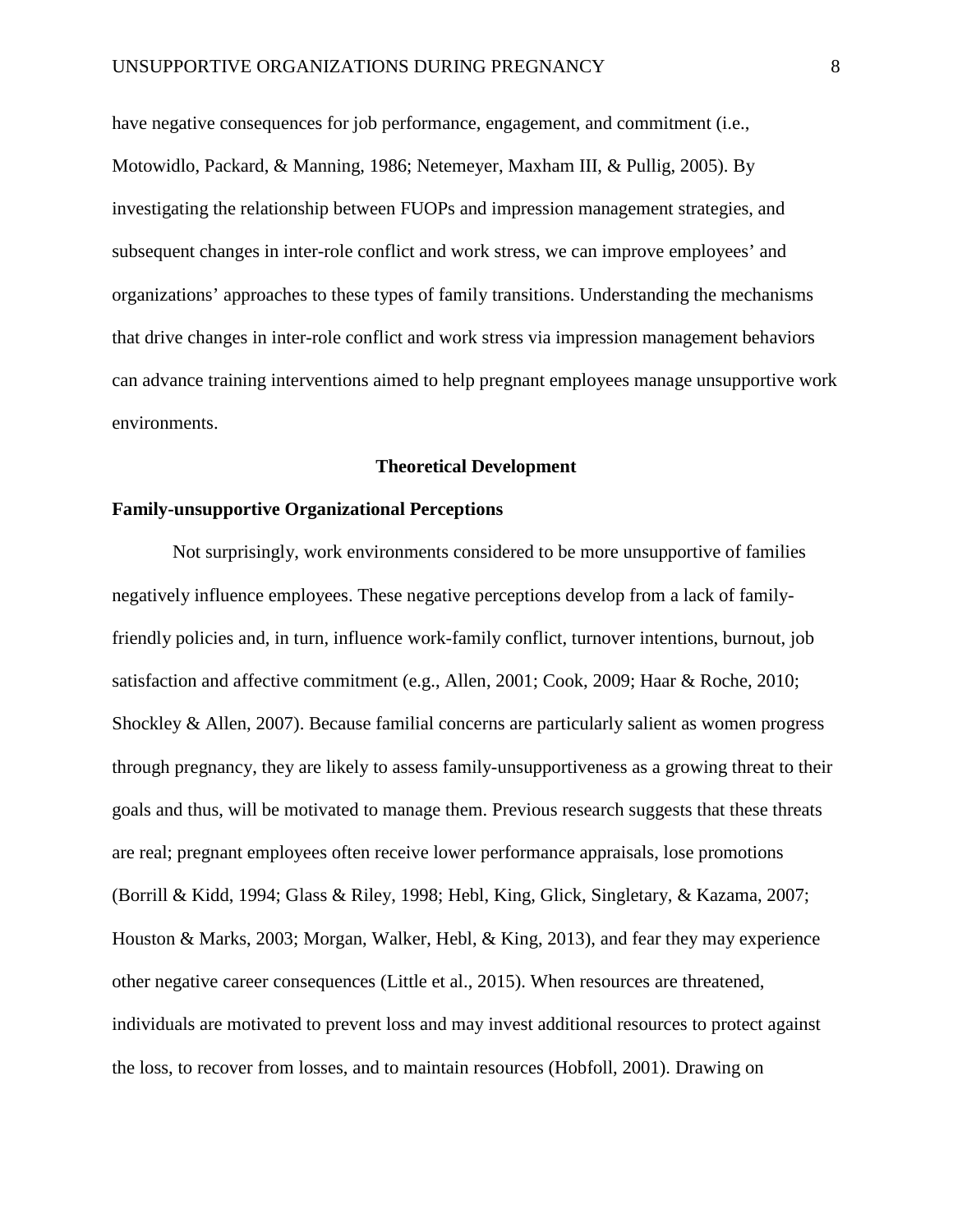have negative consequences for job performance, engagement, and commitment (i.e., Motowidlo, Packard, & Manning, 1986; Netemeyer, Maxham III, & Pullig, 2005). By investigating the relationship between FUOPs and impression management strategies, and subsequent changes in inter-role conflict and work stress, we can improve employees' and organizations' approaches to these types of family transitions. Understanding the mechanisms that drive changes in inter-role conflict and work stress via impression management behaviors can advance training interventions aimed to help pregnant employees manage unsupportive work environments.

## Theoretical Development

### Family-unsupportive Organizational Perceptions

Not surprisingly, work environments considered to be more unsupportive of families negatively influence employees. These negative perceptions develop from a lack of family-friendly policies and, in turn, influence work-family conflict, turnover intentions, burnout, job satisfaction and affective commitment (e.g., Allen, 2001; Cook, 2009; Haar & Roche, 2010; Shockley & Allen, 2007). Because familial concerns are particularly salient as women progress through pregnancy, they are likely to assess family-unsupportiveness as a growing threat to their goals and thus, will be motivated to manage them. Previous research suggests that these threats are real; pregnant employees often receive lower performance appraisals, lose promotions (Borrill & Kidd, 1994; Glass & Riley, 1998; Hebl, King, Glick, Singletary, & Kazama, 2007; Houston & Marks, 2003; Morgan, Walker, Hebl, & King, 2013), and fear they may experience other negative career consequences (Little et al., 2015). When resources are threatened, individuals are motivated to prevent loss and may invest additional resources to protect against the loss, to recover from losses, and to maintain resources (Hobfoll, 2001). Drawing on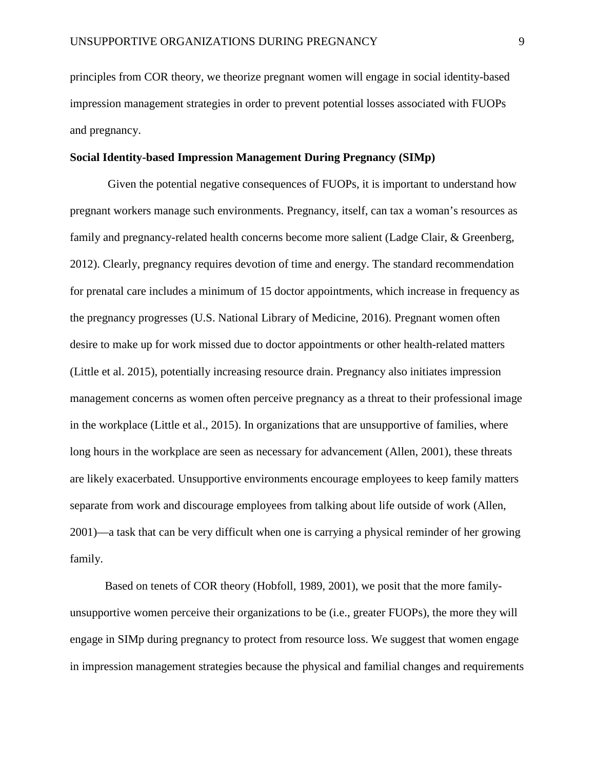principles from COR theory, we theorize pregnant women will engage in social identity-based impression management strategies in order to prevent potential losses associated with FUOPs and pregnancy.

**Social Identity-based Impression Management During Pregnancy (SIMp)**

Given the potential negative consequences of FUOPs, it is important to understand how pregnant workers manage such environments. Pregnancy, itself, can tax a woman's resources as family and pregnancy-related health concerns become more salient (Ladge Clair, & Greenberg, 2012). Clearly, pregnancy requires devotion of time and energy. The standard recommendation for prenatal care includes a minimum of 15 doctor appointments, which increase in frequency as the pregnancy progresses (U.S. National Library of Medicine, 2016). Pregnant women often desire to make up for work missed due to doctor appointments or other health-related matters (Little et al. 2015), potentially increasing resource drain. Pregnancy also initiates impression management concerns as women often perceive pregnancy as a threat to their professional image in the workplace (Little et al., 2015). In organizations that are unsupportive of families, where long hours in the workplace are seen as necessary for advancement (Allen, 2001), these threats are likely exacerbated. Unsupportive environments encourage employees to keep family matters separate from work and discourage employees from talking about life outside of work (Allen, 2001)—a task that can be very difficult when one is carrying a physical reminder of her growing family.

Based on tenets of COR theory (Hobfoll, 1989, 2001), we posit that the more family-unsupportive women perceive their organizations to be (i.e., greater FUOPs), the more they will engage in SIMp during pregnancy to protect from resource loss. We suggest that women engage in impression management strategies because the physical and familial changes and requirements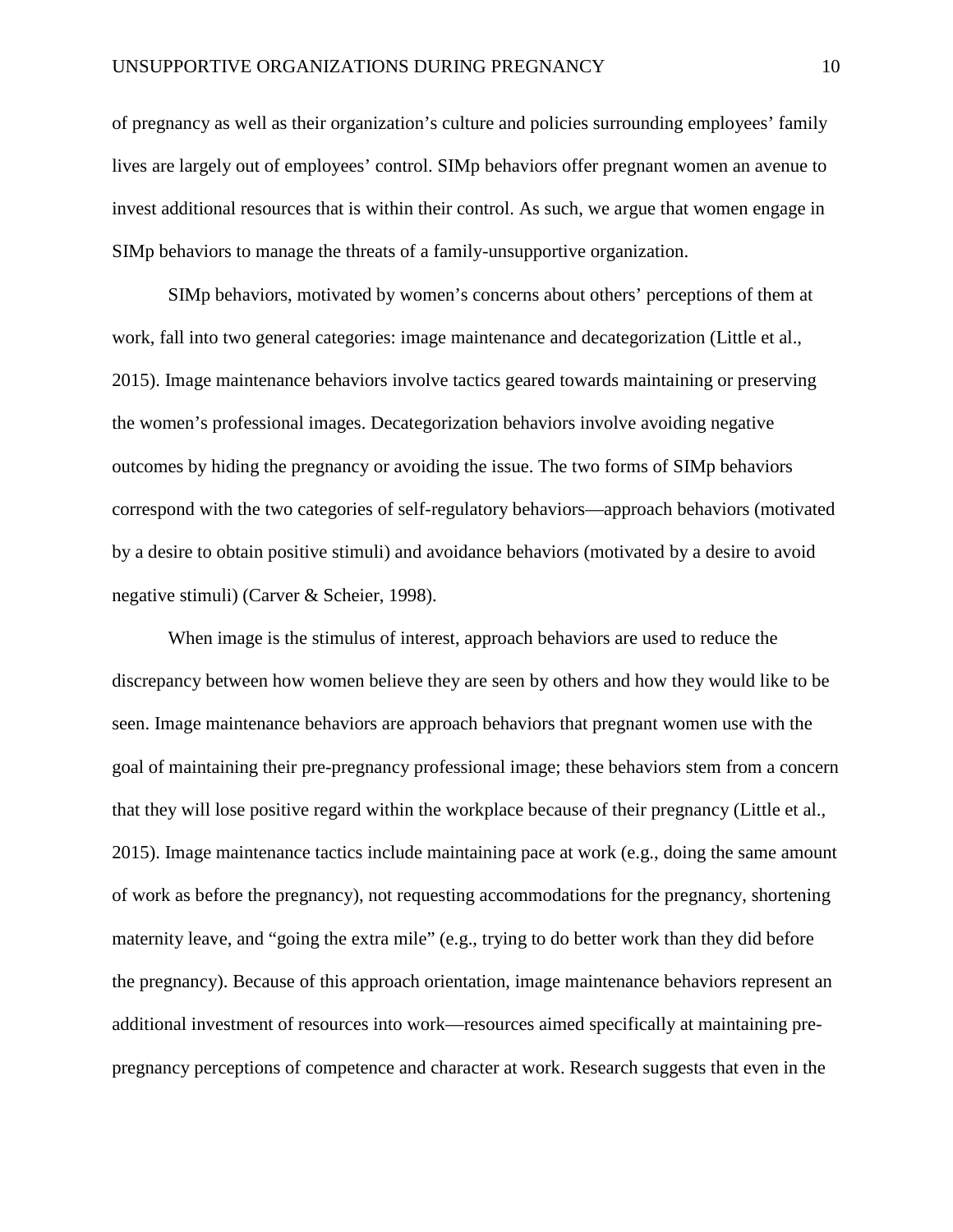of pregnancy as well as their organization's culture and policies surrounding employees' family lives are largely out of employees' control. SIMp behaviors offer pregnant women an avenue to invest additional resources that is within their control. As such, we argue that women engage in SIMp behaviors to manage the threats of a family-unsupportive organization.

SIMp behaviors, motivated by women's concerns about others' perceptions of them at work, fall into two general categories: image maintenance and decategorization (Little et al., 2015). Image maintenance behaviors involve tactics geared towards maintaining or preserving the women's professional images. Decategorization behaviors involve avoiding negative outcomes by hiding the pregnancy or avoiding the issue. The two forms of SIMp behaviors correspond with the two categories of self-regulatory behaviors—approach behaviors (motivated by a desire to obtain positive stimuli) and avoidance behaviors (motivated by a desire to avoid negative stimuli) (Carver & Scheier, 1998).

When image is the stimulus of interest, approach behaviors are used to reduce the discrepancy between how women believe they are seen by others and how they would like to be seen. Image maintenance behaviors are approach behaviors that pregnant women use with the goal of maintaining their pre-pregnancy professional image; these behaviors stem from a concern that they will lose positive regard within the workplace because of their pregnancy (Little et al., 2015). Image maintenance tactics include maintaining pace at work (e.g., doing the same amount of work as before the pregnancy), not requesting accommodations for the pregnancy, shortening maternity leave, and "going the extra mile" (e.g., trying to do better work than they did before the pregnancy). Because of this approach orientation, image maintenance behaviors represent an additional investment of resources into work—resources aimed specifically at maintaining pre-pregnancy perceptions of competence and character at work. Research suggests that even in the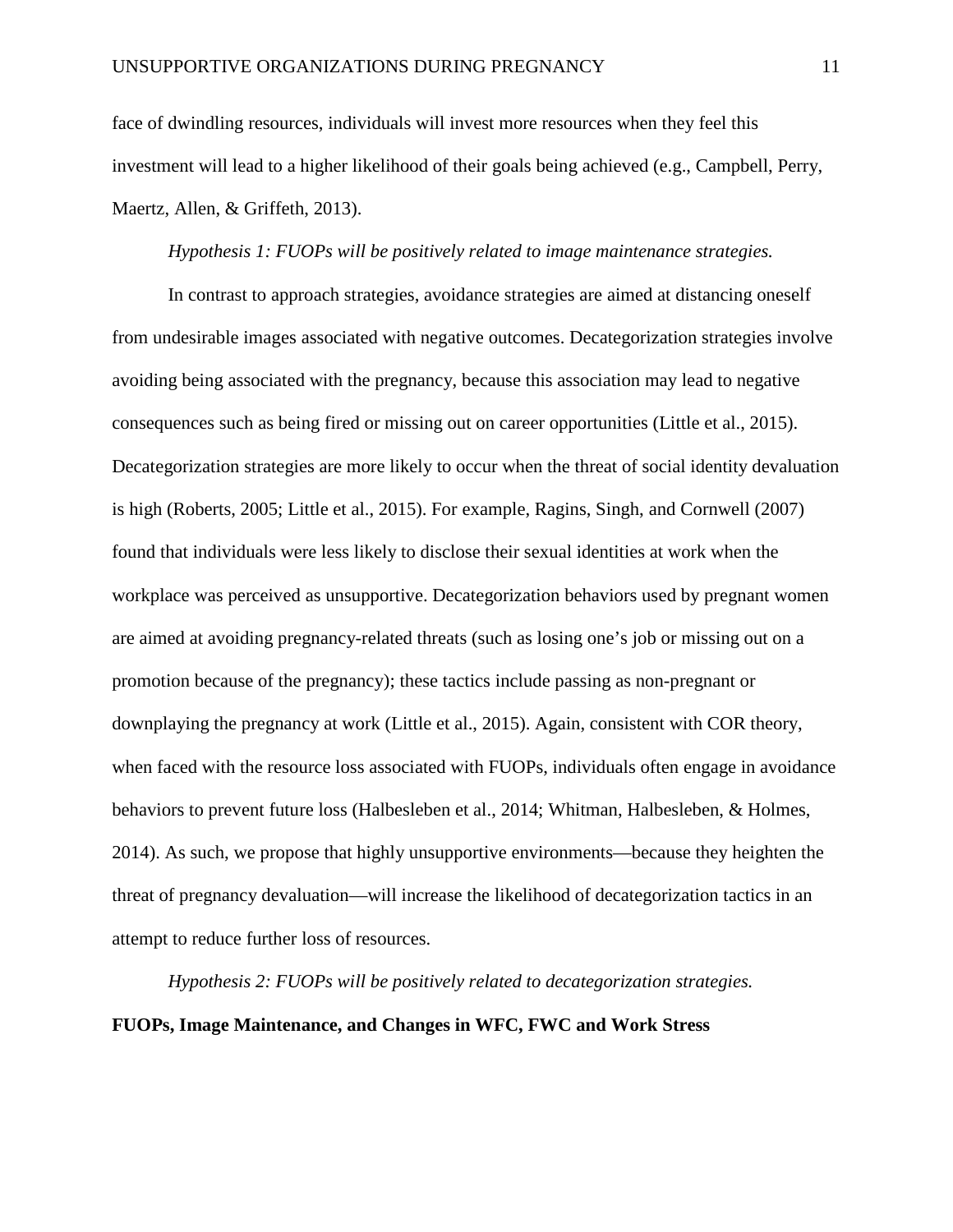face of dwindling resources, individuals will invest more resources when they feel this investment will lead to a higher likelihood of their goals being achieved (e.g., Campbell, Perry, Maertz, Allen, & Griffeth, 2013).

*Hypothesis 1: FUOPs will be positively related to image maintenance strategies.*

In contrast to approach strategies, avoidance strategies are aimed at distancing oneself from undesirable images associated with negative outcomes. Decategorization strategies involve avoiding being associated with the pregnancy, because this association may lead to negative consequences such as being fired or missing out on career opportunities (Little et al., 2015). Decategorization strategies are more likely to occur when the threat of social identity devaluation is high (Roberts, 2005; Little et al., 2015). For example, Ragins, Singh, and Cornwell (2007) found that individuals were less likely to disclose their sexual identities at work when the workplace was perceived as unsupportive. Decategorization behaviors used by pregnant women are aimed at avoiding pregnancy-related threats (such as losing one's job or missing out on a promotion because of the pregnancy); these tactics include passing as non-pregnant or downplaying the pregnancy at work (Little et al., 2015). Again, consistent with COR theory, when faced with the resource loss associated with FUOPs, individuals often engage in avoidance behaviors to prevent future loss (Halbesleben et al., 2014; Whitman, Halbesleben, & Holmes, 2014). As such, we propose that highly unsupportive environments—because they heighten the threat of pregnancy devaluation—will increase the likelihood of decategorization tactics in an attempt to reduce further loss of resources.

*Hypothesis 2: FUOPs will be positively related to decategorization strategies.*

**FUOPs, Image Maintenance, and Changes in WFC, FWC and Work Stress**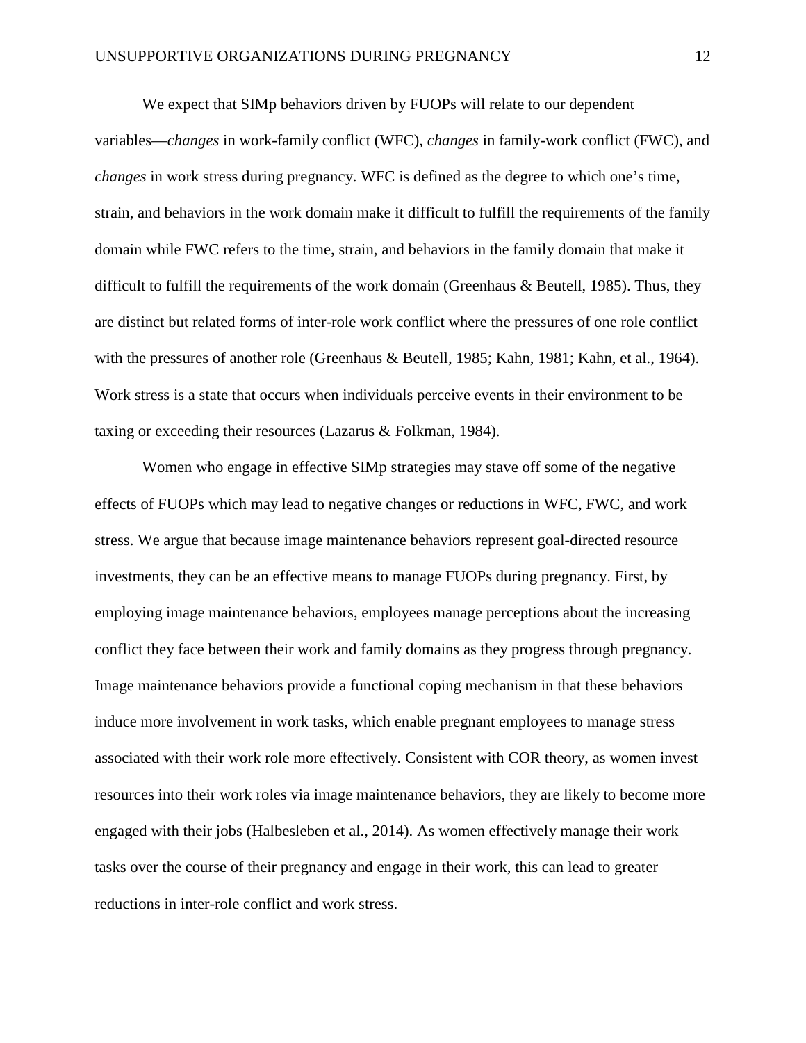We expect that SIMp behaviors driven by FUOPs will relate to our dependent variables—*changes* in work-family conflict (WFC), *changes* in family-work conflict (FWC), and *changes* in work stress during pregnancy. WFC is defined as the degree to which one's time, strain, and behaviors in the work domain make it difficult to fulfill the requirements of the family domain while FWC refers to the time, strain, and behaviors in the family domain that make it difficult to fulfill the requirements of the work domain (Greenhaus & Beutell, 1985). Thus, they are distinct but related forms of inter-role work conflict where the pressures of one role conflict with the pressures of another role (Greenhaus & Beutell, 1985; Kahn, 1981; Kahn, et al., 1964). Work stress is a state that occurs when individuals perceive events in their environment to be taxing or exceeding their resources (Lazarus & Folkman, 1984).

Women who engage in effective SIMp strategies may stave off some of the negative effects of FUOPs which may lead to negative changes or reductions in WFC, FWC, and work stress. We argue that because image maintenance behaviors represent goal-directed resource investments, they can be an effective means to manage FUOPs during pregnancy. First, by employing image maintenance behaviors, employees manage perceptions about the increasing conflict they face between their work and family domains as they progress through pregnancy. Image maintenance behaviors provide a functional coping mechanism in that these behaviors induce more involvement in work tasks, which enable pregnant employees to manage stress associated with their work role more effectively. Consistent with COR theory, as women invest resources into their work roles via image maintenance behaviors, they are likely to become more engaged with their jobs (Halbesleben et al., 2014). As women effectively manage their work tasks over the course of their pregnancy and engage in their work, this can lead to greater reductions in inter-role conflict and work stress.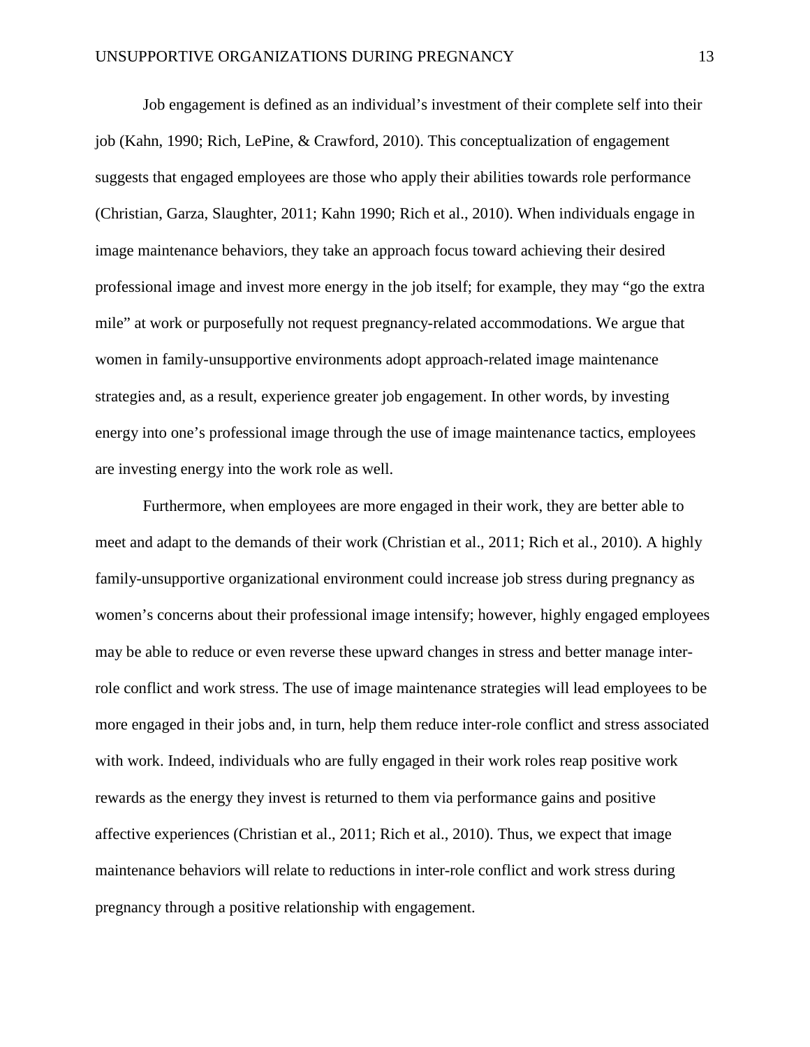Job engagement is defined as an individual's investment of their complete self into their job (Kahn, 1990; Rich, LePine, & Crawford, 2010). This conceptualization of engagement suggests that engaged employees are those who apply their abilities towards role performance (Christian, Garza, Slaughter, 2011; Kahn 1990; Rich et al., 2010). When individuals engage in image maintenance behaviors, they take an approach focus toward achieving their desired professional image and invest more energy in the job itself; for example, they may "go the extra mile" at work or purposefully not request pregnancy-related accommodations. We argue that women in family-unsupportive environments adopt approach-related image maintenance strategies and, as a result, experience greater job engagement. In other words, by investing energy into one's professional image through the use of image maintenance tactics, employees are investing energy into the work role as well.

Furthermore, when employees are more engaged in their work, they are better able to meet and adapt to the demands of their work (Christian et al., 2011; Rich et al., 2010). A highly family-unsupportive organizational environment could increase job stress during pregnancy as women's concerns about their professional image intensify; however, highly engaged employees may be able to reduce or even reverse these upward changes in stress and better manage inter-role conflict and work stress. The use of image maintenance strategies will lead employees to be more engaged in their jobs and, in turn, help them reduce inter-role conflict and stress associated with work. Indeed, individuals who are fully engaged in their work roles reap positive work rewards as the energy they invest is returned to them via performance gains and positive affective experiences (Christian et al., 2011; Rich et al., 2010). Thus, we expect that image maintenance behaviors will relate to reductions in inter-role conflict and work stress during pregnancy through a positive relationship with engagement.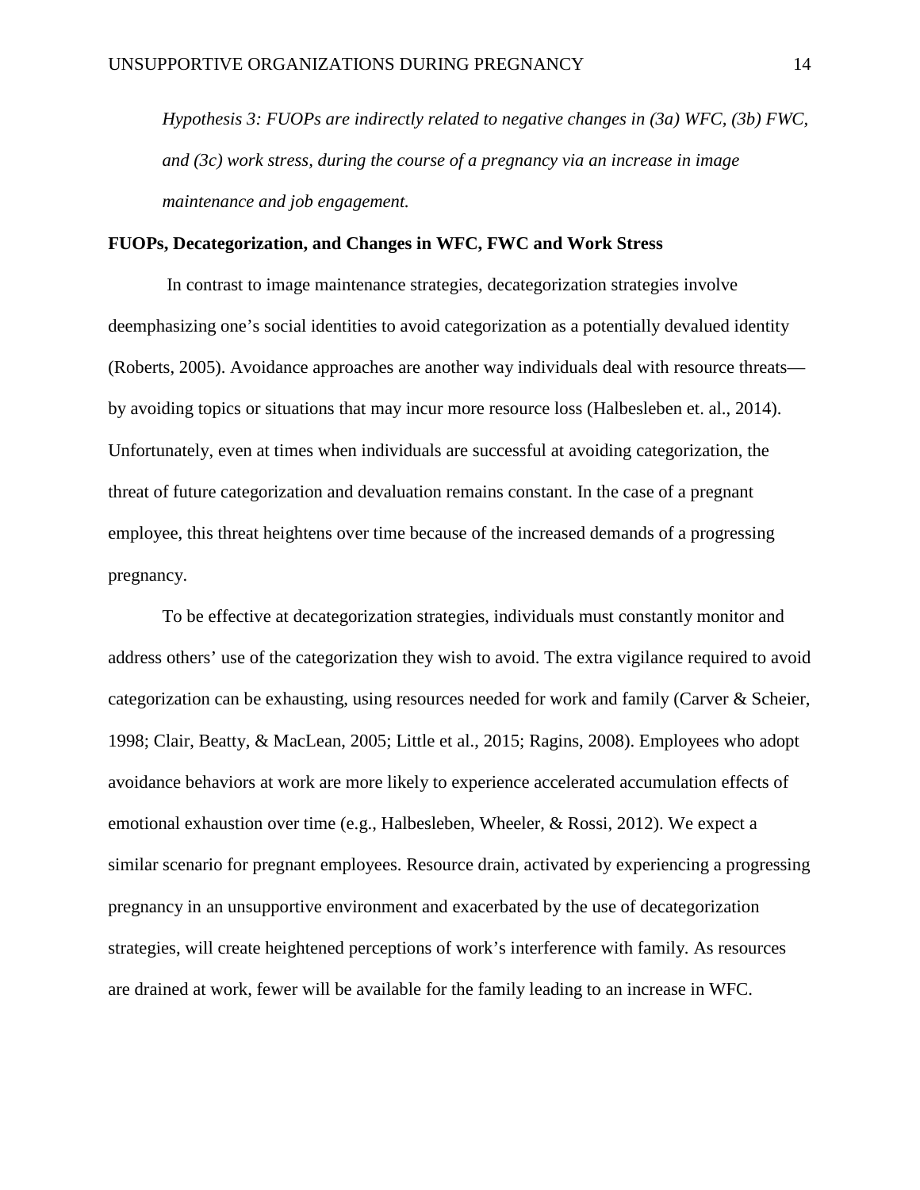*Hypothesis 3: FUOPs are indirectly related to negative changes in (3a) WFC, (3b) FWC, and (3c) work stress, during the course of a pregnancy via an increase in image maintenance and job engagement.*

**FUOPs, Decategorization, and Changes in WFC, FWC and Work Stress**

In contrast to image maintenance strategies, decategorization strategies involve deemphasizing one's social identities to avoid categorization as a potentially devalued identity (Roberts, 2005). Avoidance approaches are another way individuals deal with resource threats—by avoiding topics or situations that may incur more resource loss (Halbesleben et. al., 2014). Unfortunately, even at times when individuals are successful at avoiding categorization, the threat of future categorization and devaluation remains constant. In the case of a pregnant employee, this threat heightens over time because of the increased demands of a progressing pregnancy.

To be effective at decategorization strategies, individuals must constantly monitor and address others' use of the categorization they wish to avoid. The extra vigilance required to avoid categorization can be exhausting, using resources needed for work and family (Carver & Scheier, 1998; Clair, Beatty, & MacLean, 2005; Little et al., 2015; Ragins, 2008). Employees who adopt avoidance behaviors at work are more likely to experience accelerated accumulation effects of emotional exhaustion over time (e.g., Halbesleben, Wheeler, & Rossi, 2012). We expect a similar scenario for pregnant employees. Resource drain, activated by experiencing a progressing pregnancy in an unsupportive environment and exacerbated by the use of decategorization strategies, will create heightened perceptions of work's interference with family. As resources are drained at work, fewer will be available for the family leading to an increase in WFC.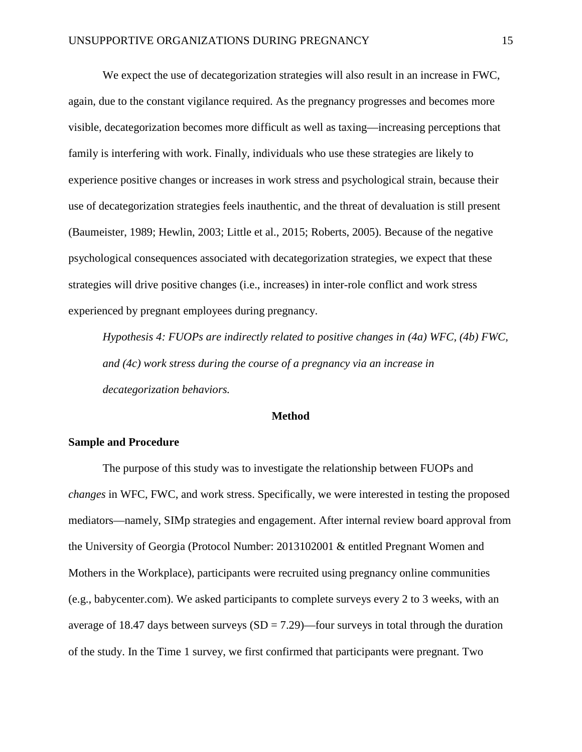We expect the use of decategorization strategies will also result in an increase in FWC, again, due to the constant vigilance required. As the pregnancy progresses and becomes more visible, decategorization becomes more difficult as well as taxing—increasing perceptions that family is interfering with work. Finally, individuals who use these strategies are likely to experience positive changes or increases in work stress and psychological strain, because their use of decategorization strategies feels inauthentic, and the threat of devaluation is still present (Baumeister, 1989; Hewlin, 2003; Little et al., 2015; Roberts, 2005). Because of the negative psychological consequences associated with decategorization strategies, we expect that these strategies will drive positive changes (i.e., increases) in inter-role conflict and work stress experienced by pregnant employees during pregnancy.

*Hypothesis 4: FUOPs are indirectly related to positive changes in (4a) WFC, (4b) FWC, and (4c) work stress during the course of a pregnancy via an increase in decategorization behaviors.*

# Method

## Sample and Procedure

The purpose of this study was to investigate the relationship between FUOPs and *changes* in WFC, FWC, and work stress. Specifically, we were interested in testing the proposed mediators—namely, SIMp strategies and engagement. After internal review board approval from the University of Georgia (Protocol Number: 2013102001 & entitled Pregnant Women and Mothers in the Workplace), participants were recruited using pregnancy online communities (e.g., babycenter.com). We asked participants to complete surveys every 2 to 3 weeks, with an average of 18.47 days between surveys (SD = 7.29)—four surveys in total through the duration of the study. In the Time 1 survey, we first confirmed that participants were pregnant. Two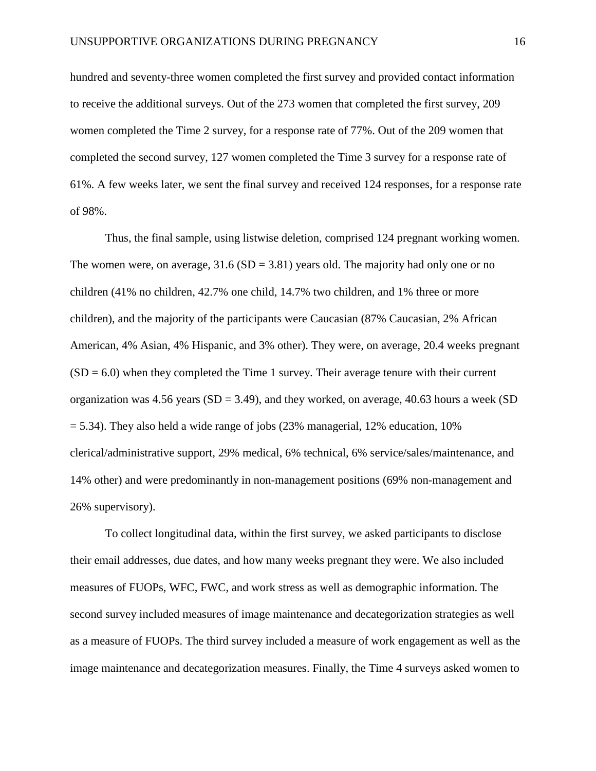hundred and seventy-three women completed the first survey and provided contact information to receive the additional surveys. Out of the 273 women that completed the first survey, 209 women completed the Time 2 survey, for a response rate of 77%. Out of the 209 women that completed the second survey, 127 women completed the Time 3 survey for a response rate of 61%. A few weeks later, we sent the final survey and received 124 responses, for a response rate of 98%.

Thus, the final sample, using listwise deletion, comprised 124 pregnant working women. The women were, on average, 31.6 (SD = 3.81) years old. The majority had only one or no children (41% no children, 42.7% one child, 14.7% two children, and 1% three or more children), and the majority of the participants were Caucasian (87% Caucasian, 2% African American, 4% Asian, 4% Hispanic, and 3% other). They were, on average, 20.4 weeks pregnant (SD = 6.0) when they completed the Time 1 survey. Their average tenure with their current organization was 4.56 years (SD = 3.49), and they worked, on average, 40.63 hours a week (SD = 5.34). They also held a wide range of jobs (23% managerial, 12% education, 10% clerical/administrative support, 29% medical, 6% technical, 6% service/sales/maintenance, and 14% other) and were predominantly in non-management positions (69% non-management and 26% supervisory).

To collect longitudinal data, within the first survey, we asked participants to disclose their email addresses, due dates, and how many weeks pregnant they were. We also included measures of FUOPs, WFC, FWC, and work stress as well as demographic information. The second survey included measures of image maintenance and decategorization strategies as well as a measure of FUOPs. The third survey included a measure of work engagement as well as the image maintenance and decategorization measures. Finally, the Time 4 surveys asked women to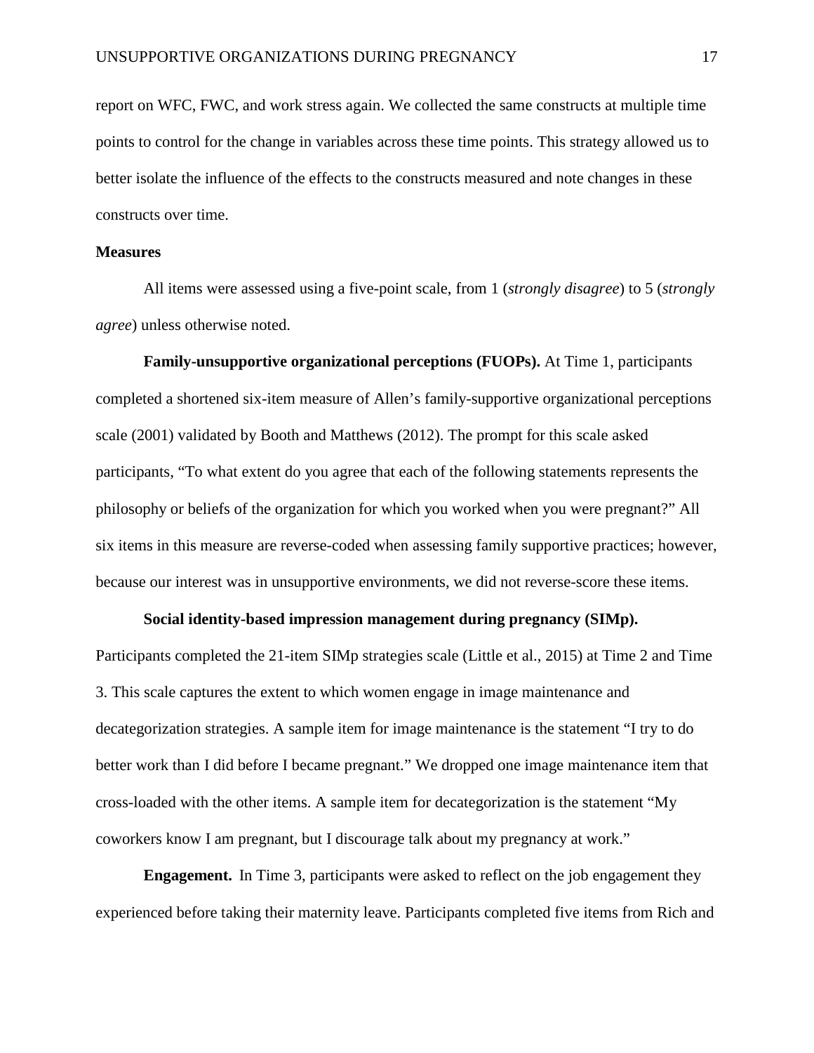report on WFC, FWC, and work stress again. We collected the same constructs at multiple time points to control for the change in variables across these time points. This strategy allowed us to better isolate the influence of the effects to the constructs measured and note changes in these constructs over time.

**Measures**

All items were assessed using a five-point scale, from 1 (*strongly disagree*) to 5 (*strongly agree*) unless otherwise noted.

**Family-unsupportive organizational perceptions (FUOPs).** At Time 1, participants completed a shortened six-item measure of Allen's family-supportive organizational perceptions scale (2001) validated by Booth and Matthews (2012). The prompt for this scale asked participants, "To what extent do you agree that each of the following statements represents the philosophy or beliefs of the organization for which you worked when you were pregnant?" All six items in this measure are reverse-coded when assessing family supportive practices; however, because our interest was in unsupportive environments, we did not reverse-score these items.

**Social identity-based impression management during pregnancy (SIMp).** Participants completed the 21-item SIMp strategies scale (Little et al., 2015) at Time 2 and Time 3. This scale captures the extent to which women engage in image maintenance and decategorization strategies. A sample item for image maintenance is the statement "I try to do better work than I did before I became pregnant." We dropped one image maintenance item that cross-loaded with the other items. A sample item for decategorization is the statement "My coworkers know I am pregnant, but I discourage talk about my pregnancy at work."

**Engagement.** In Time 3, participants were asked to reflect on the job engagement they experienced before taking their maternity leave. Participants completed five items from Rich and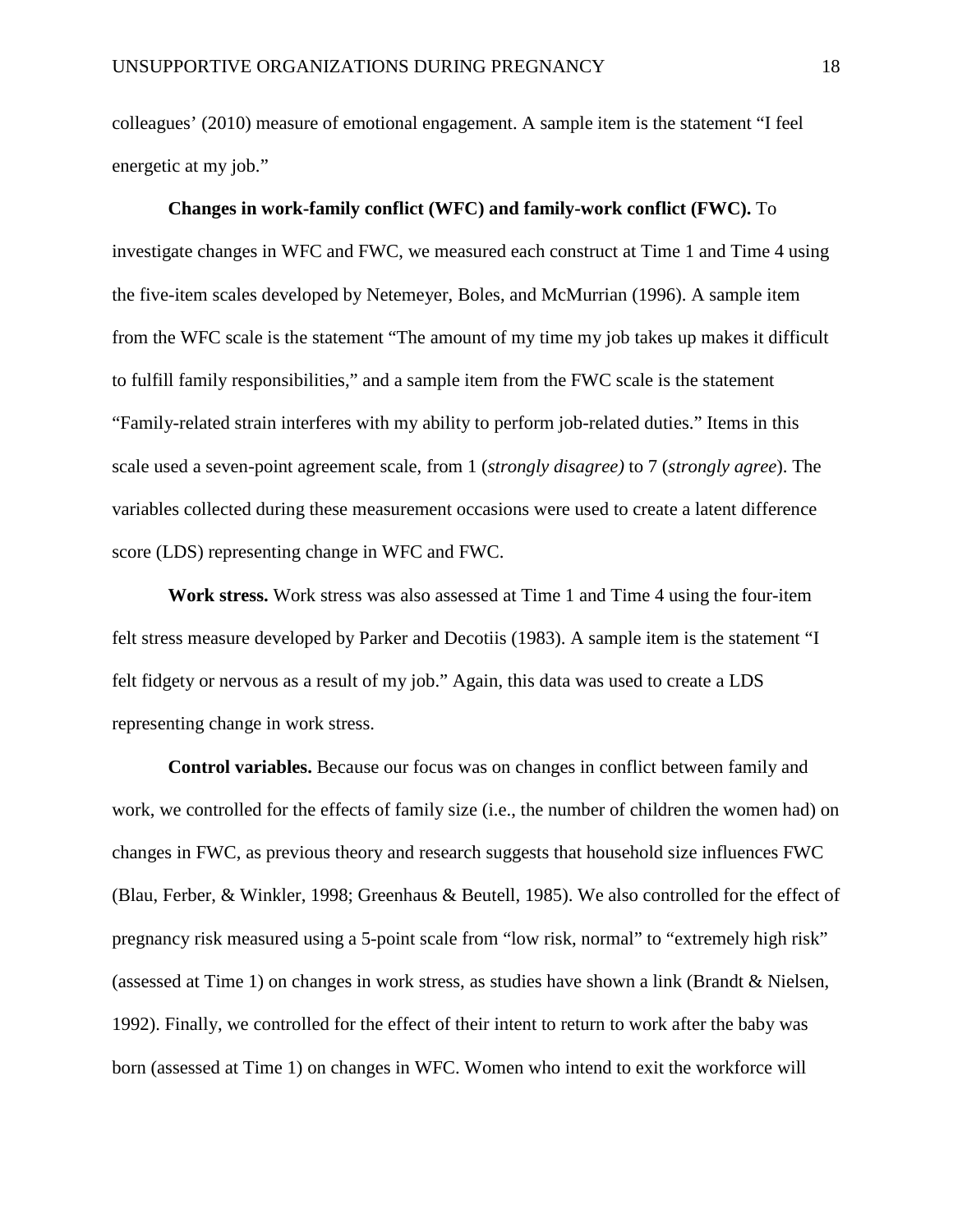colleagues' (2010) measure of emotional engagement. A sample item is the statement "I feel energetic at my job."

**Changes in work-family conflict (WFC) and family-work conflict (FWC).** To investigate changes in WFC and FWC, we measured each construct at Time 1 and Time 4 using the five-item scales developed by Netemeyer, Boles, and McMurrian (1996). A sample item from the WFC scale is the statement "The amount of my time my job takes up makes it difficult to fulfill family responsibilities," and a sample item from the FWC scale is the statement "Family-related strain interferes with my ability to perform job-related duties." Items in this scale used a seven-point agreement scale, from 1 (*strongly disagree)* to 7 (*strongly agree*). The variables collected during these measurement occasions were used to create a latent difference score (LDS) representing change in WFC and FWC.

**Work stress.** Work stress was also assessed at Time 1 and Time 4 using the four-item felt stress measure developed by Parker and Decotiis (1983). A sample item is the statement "I felt fidgety or nervous as a result of my job." Again, this data was used to create a LDS representing change in work stress.

**Control variables.** Because our focus was on changes in conflict between family and work, we controlled for the effects of family size (i.e., the number of children the women had) on changes in FWC, as previous theory and research suggests that household size influences FWC (Blau, Ferber, & Winkler, 1998; Greenhaus & Beutell, 1985). We also controlled for the effect of pregnancy risk measured using a 5-point scale from "low risk, normal" to "extremely high risk" (assessed at Time 1) on changes in work stress, as studies have shown a link (Brandt & Nielsen, 1992). Finally, we controlled for the effect of their intent to return to work after the baby was born (assessed at Time 1) on changes in WFC. Women who intend to exit the workforce will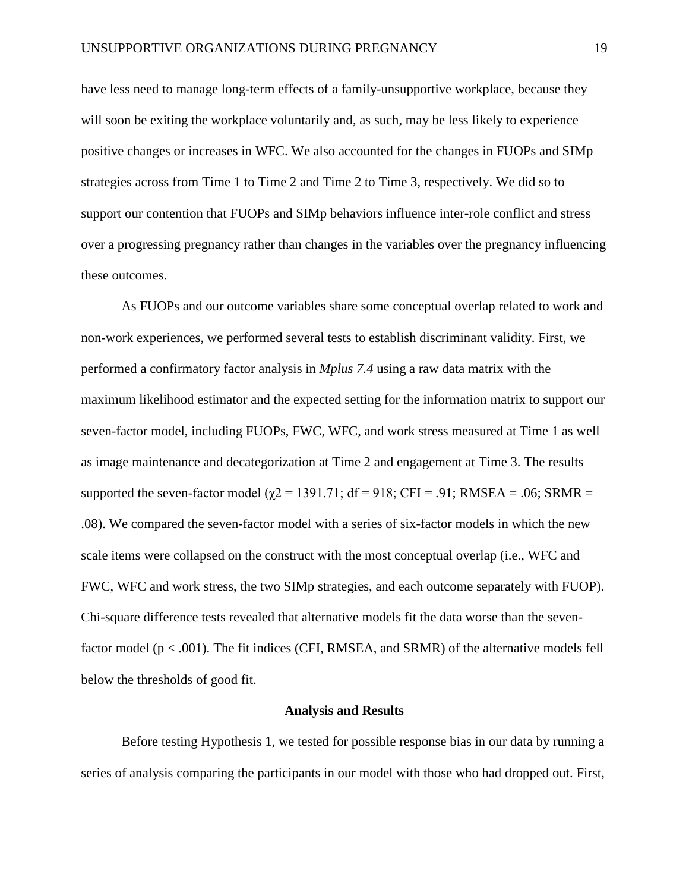have less need to manage long-term effects of a family-unsupportive workplace, because they will soon be exiting the workplace voluntarily and, as such, may be less likely to experience positive changes or increases in WFC. We also accounted for the changes in FUOPs and SIMp strategies across from Time 1 to Time 2 and Time 2 to Time 3, respectively. We did so to support our contention that FUOPs and SIMp behaviors influence inter-role conflict and stress over a progressing pregnancy rather than changes in the variables over the pregnancy influencing these outcomes.

As FUOPs and our outcome variables share some conceptual overlap related to work and non-work experiences, we performed several tests to establish discriminant validity. First, we performed a confirmatory factor analysis in *Mplus 7.4* using a raw data matrix with the maximum likelihood estimator and the expected setting for the information matrix to support our seven-factor model, including FUOPs, FWC, WFC, and work stress measured at Time 1 as well as image maintenance and decategorization at Time 2 and engagement at Time 3. The results supported the seven-factor model ($\chi 2 = 1391.71$; df = 918; CFI = .91; RMSEA = .06; SRMR = .08). We compared the seven-factor model with a series of six-factor models in which the new scale items were collapsed on the construct with the most conceptual overlap (i.e., WFC and FWC, WFC and work stress, the two SIMp strategies, and each outcome separately with FUOP). Chi-square difference tests revealed that alternative models fit the data worse than the seven-factor model ($p < .001$). The fit indices (CFI, RMSEA, and SRMR) of the alternative models fell below the thresholds of good fit.

## Analysis and Results

Before testing Hypothesis 1, we tested for possible response bias in our data by running a series of analysis comparing the participants in our model with those who had dropped out. First,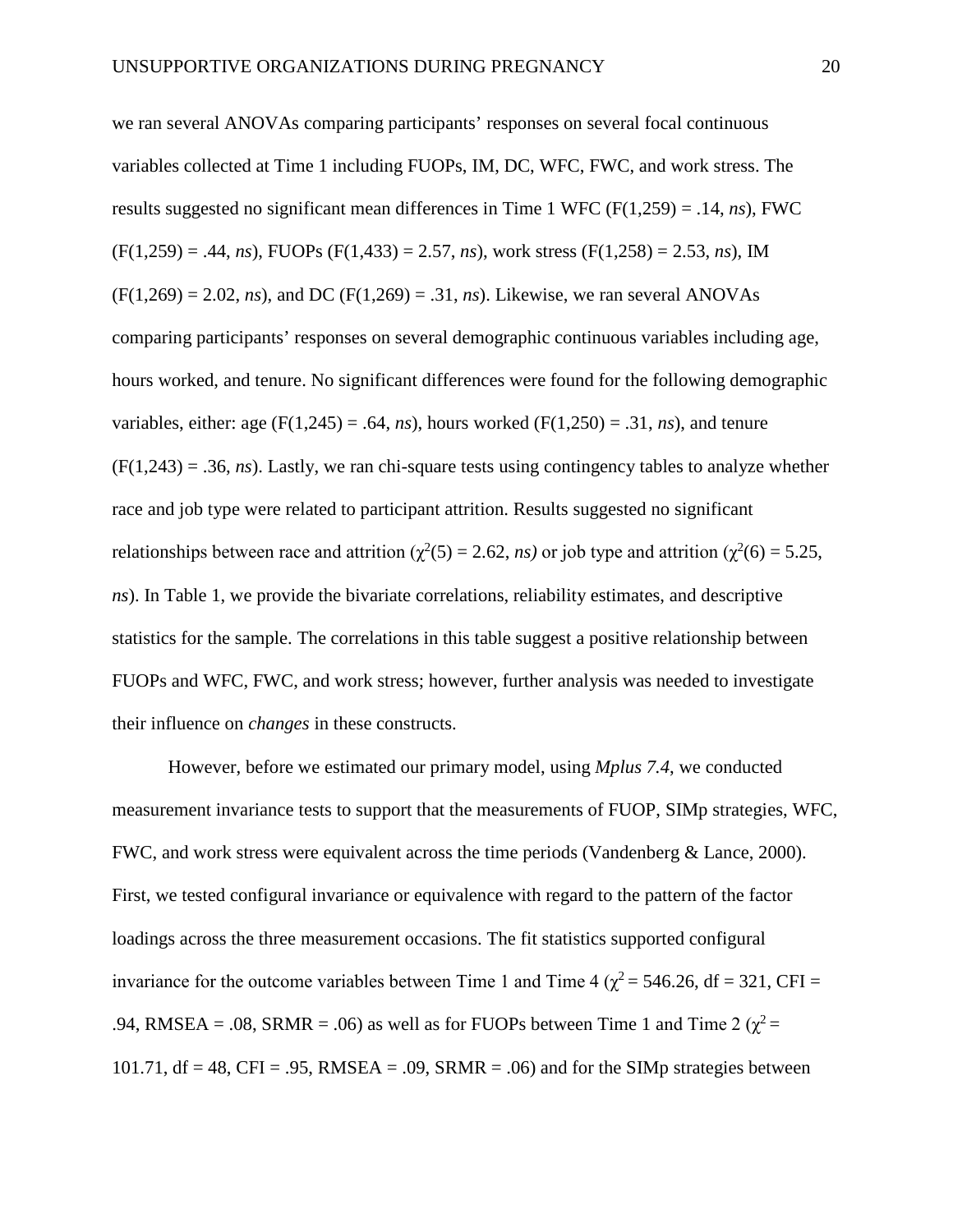we ran several ANOVAs comparing participants' responses on several focal continuous variables collected at Time 1 including FUOPs, IM, DC, WFC, FWC, and work stress. The results suggested no significant mean differences in Time 1 WFC ($F(1,259) = .14$, *ns*), FWC ($F(1,259) = .44$, *ns*), FUOPs ($F(1,433) = 2.57$, *ns*), work stress ($F(1,258) = 2.53$, *ns*), IM ($F(1,269) = 2.02$, *ns*), and DC ($F(1,269) = .31$, *ns*). Likewise, we ran several ANOVAs comparing participants' responses on several demographic continuous variables including age, hours worked, and tenure. No significant differences were found for the following demographic variables, either: age ($F(1,245) = .64$, *ns*), hours worked ($F(1,250) = .31$, *ns*), and tenure ($F(1,243) = .36$, *ns*). Lastly, we ran chi-square tests using contingency tables to analyze whether race and job type were related to participant attrition. Results suggested no significant relationships between race and attrition ($\chi^2(5) = 2.62$, *ns)* or job type and attrition ($\chi^2(6) = 5.25$, *ns*). In Table 1, we provide the bivariate correlations, reliability estimates, and descriptive statistics for the sample. The correlations in this table suggest a positive relationship between FUOPs and WFC, FWC, and work stress; however, further analysis was needed to investigate their influence on *changes* in these constructs.

However, before we estimated our primary model, using *Mplus 7.4*, we conducted measurement invariance tests to support that the measurements of FUOP, SIMp strategies, WFC, FWC, and work stress were equivalent across the time periods (Vandenberg & Lance, 2000). First, we tested configural invariance or equivalence with regard to the pattern of the factor loadings across the three measurement occasions. The fit statistics supported configural invariance for the outcome variables between Time 1 and Time 4 ($\chi^2 = 546.26$, df = 321, CFI = .94, RMSEA = .08, SRMR = .06) as well as for FUOPs between Time 1 and Time 2 ($\chi^2 = 101.71$, df = 48, CFI = .95, RMSEA = .09, SRMR = .06) and for the SIMp strategies between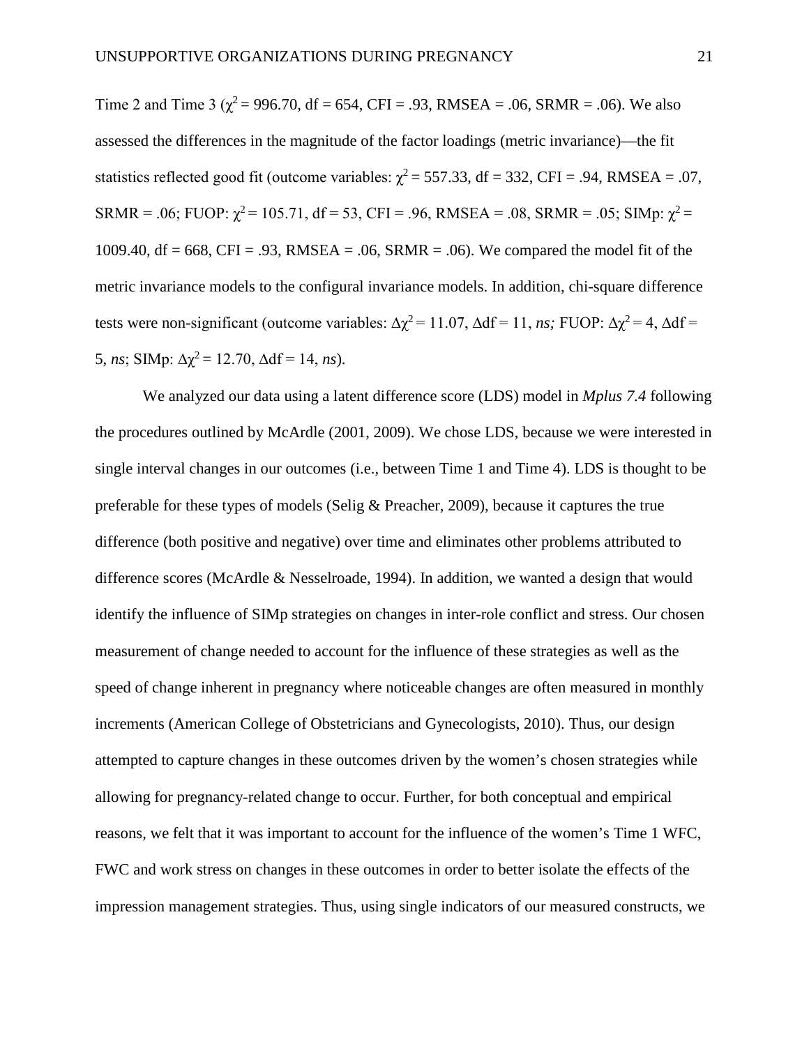Time 2 and Time 3 ($\chi^2 = 996.70$, df = 654, CFI = .93, RMSEA = .06, SRMR = .06). We also assessed the differences in the magnitude of the factor loadings (metric invariance)—the fit statistics reflected good fit (outcome variables: $\chi^2 = 557.33$, df = 332, CFI = .94, RMSEA = .07, SRMR = .06; FUOP: $\chi^2 = 105.71$, df = 53, CFI = .96, RMSEA = .08, SRMR = .05; SIMp: $\chi^2 = 1009.40$, df = 668, CFI = .93, RMSEA = .06, SRMR = .06). We compared the model fit of the metric invariance models to the configural invariance models. In addition, chi-square difference tests were non-significant (outcome variables: $\Delta\chi^2 = 11.07$, $\Delta$df = 11, *ns;* FUOP: $\Delta\chi^2 = 4$, $\Delta$df = 5, *ns*; SIMp: $\Delta\chi^2 = 12.70$, $\Delta$df = 14, *ns*).

We analyzed our data using a latent difference score (LDS) model in *Mplus 7.4* following the procedures outlined by McArdle (2001, 2009). We chose LDS, because we were interested in single interval changes in our outcomes (i.e., between Time 1 and Time 4). LDS is thought to be preferable for these types of models (Selig & Preacher, 2009), because it captures the true difference (both positive and negative) over time and eliminates other problems attributed to difference scores (McArdle & Nesselroade, 1994). In addition, we wanted a design that would identify the influence of SIMp strategies on changes in inter-role conflict and stress. Our chosen measurement of change needed to account for the influence of these strategies as well as the speed of change inherent in pregnancy where noticeable changes are often measured in monthly increments (American College of Obstetricians and Gynecologists, 2010). Thus, our design attempted to capture changes in these outcomes driven by the women's chosen strategies while allowing for pregnancy-related change to occur. Further, for both conceptual and empirical reasons, we felt that it was important to account for the influence of the women's Time 1 WFC, FWC and work stress on changes in these outcomes in order to better isolate the effects of the impression management strategies. Thus, using single indicators of our measured constructs, we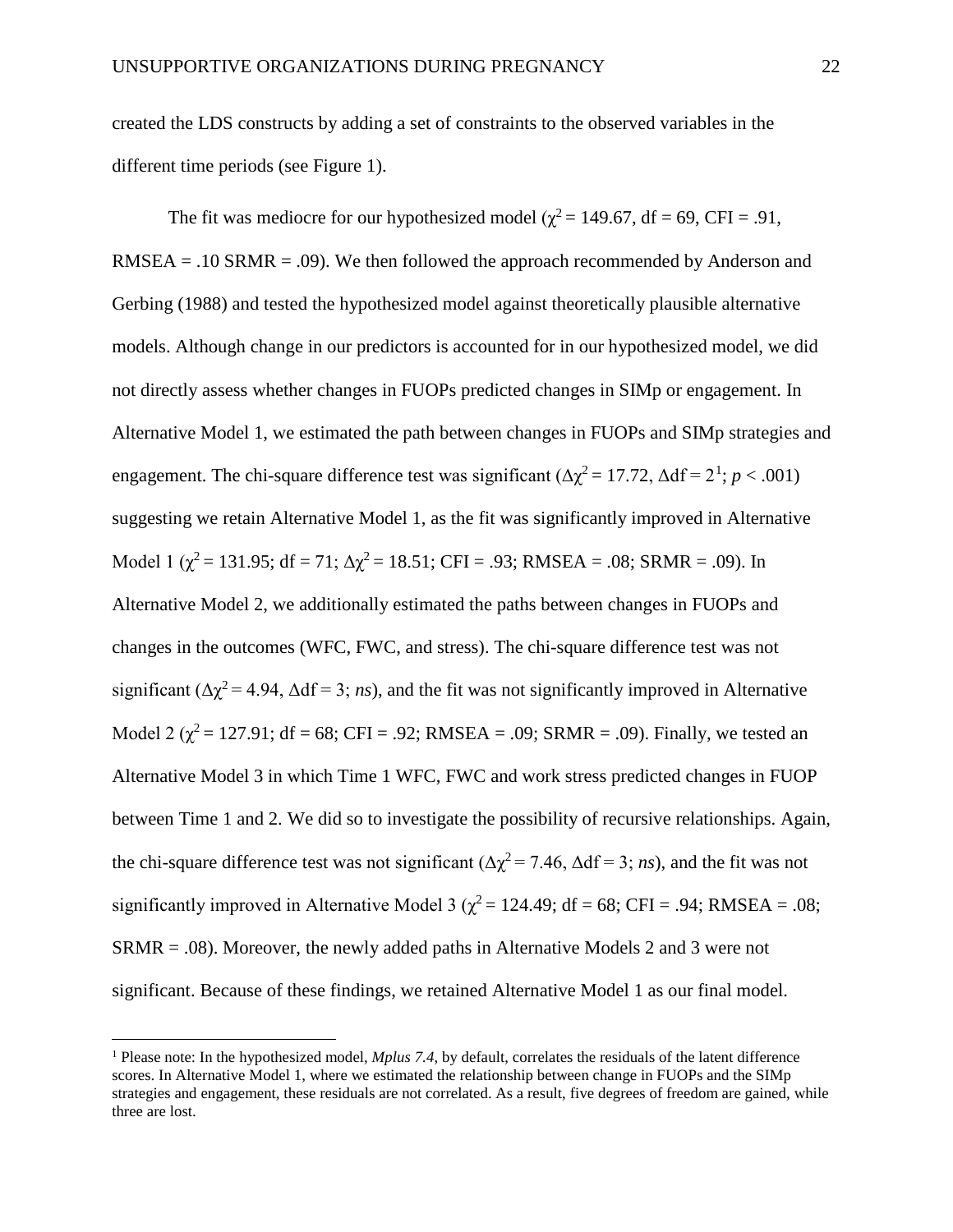created the LDS constructs by adding a set of constraints to the observed variables in the different time periods (see Figure 1).

The fit was mediocre for our hypothesized model ($\chi^2 = 149.67$, df = 69, CFI = .91, RMSEA = .10 SRMR = .09). We then followed the approach recommended by Anderson and Gerbing (1988) and tested the hypothesized model against theoretically plausible alternative models. Although change in our predictors is accounted for in our hypothesized model, we did not directly assess whether changes in FUOPs predicted changes in SIMp or engagement. In Alternative Model 1, we estimated the path between changes in FUOPs and SIMp strategies and engagement. The chi-square difference test was significant ($\Delta\chi^2 = 17.72$, $\Delta$df = 2[1]; $p < .001$) suggesting we retain Alternative Model 1, as the fit was significantly improved in Alternative Model 1 ($\chi^2 = 131.95$; df = 71; $\Delta\chi^2 = 18.51$; CFI = .93; RMSEA = .08; SRMR = .09). In Alternative Model 2, we additionally estimated the paths between changes in FUOPs and changes in the outcomes (WFC, FWC, and stress). The chi-square difference test was not significant ($\Delta\chi^2 = 4.94$, $\Delta$df = 3; *ns*), and the fit was not significantly improved in Alternative Model 2 ($\chi^2 = 127.91$; df = 68; CFI = .92; RMSEA = .09; SRMR = .09). Finally, we tested an Alternative Model 3 in which Time 1 WFC, FWC and work stress predicted changes in FUOP between Time 1 and 2. We did so to investigate the possibility of recursive relationships. Again, the chi-square difference test was not significant ($\Delta\chi^2 = 7.46$, $\Delta$df = 3; *ns*), and the fit was not significantly improved in Alternative Model 3 ($\chi^2 = 124.49$; df = 68; CFI = .94; RMSEA = .08; SRMR = .08). Moreover, the newly added paths in Alternative Models 2 and 3 were not significant. Because of these findings, we retained Alternative Model 1 as our final model.

---

[1] Please note: In the hypothesized model, *Mplus 7.4*, by default, correlates the residuals of the latent difference scores. In Alternative Model 1, where we estimated the relationship between change in FUOPs and the SIMp strategies and engagement, these residuals are not correlated. As a result, five degrees of freedom are gained, while three are lost.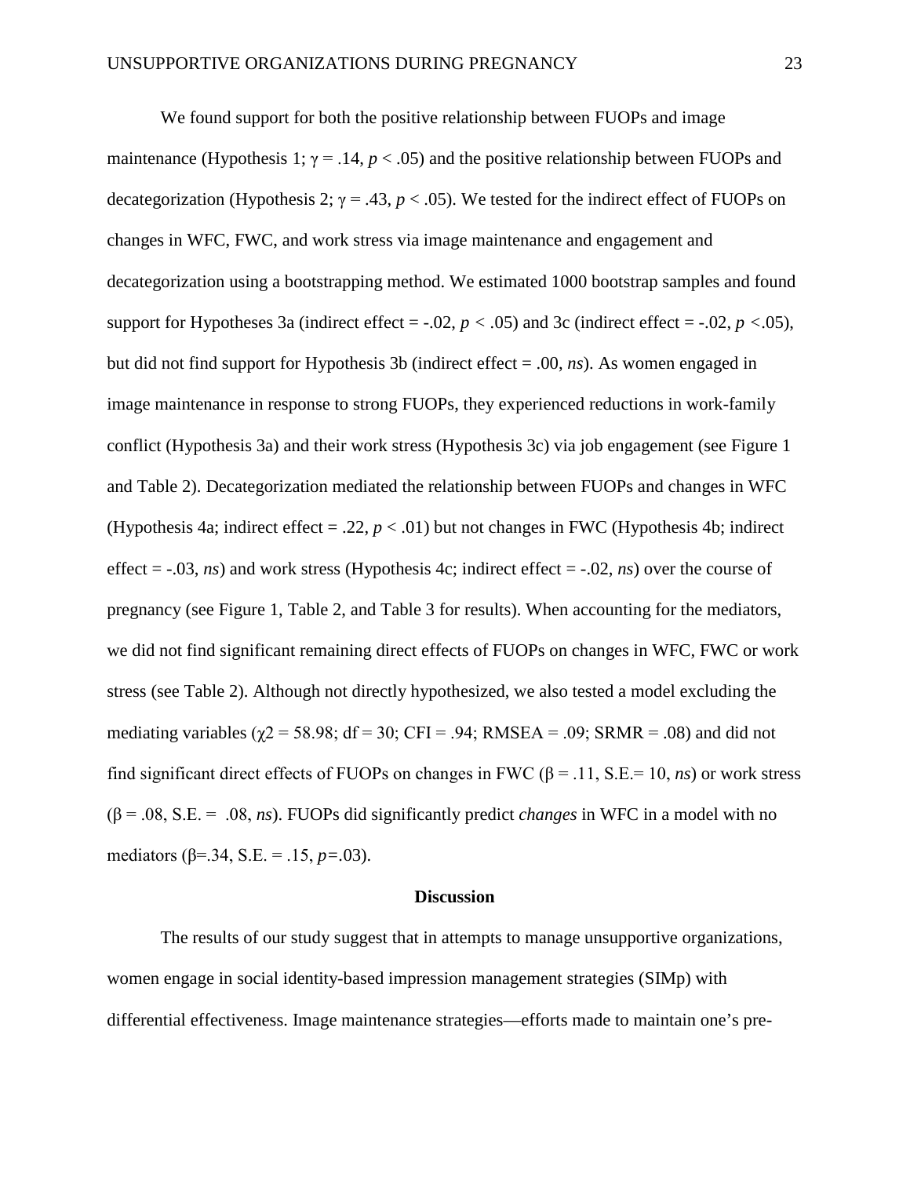We found support for both the positive relationship between FUOPs and image maintenance (Hypothesis 1; $\gamma = .14$, $p < .05$) and the positive relationship between FUOPs and decategorization (Hypothesis 2; $\gamma = .43$, $p < .05$). We tested for the indirect effect of FUOPs on changes in WFC, FWC, and work stress via image maintenance and engagement and decategorization using a bootstrapping method. We estimated 1000 bootstrap samples and found support for Hypotheses 3a (indirect effect = -.02, $p < .05$) and 3c (indirect effect = -.02, $p < .05$), but did not find support for Hypothesis 3b (indirect effect = .00, *ns*). As women engaged in image maintenance in response to strong FUOPs, they experienced reductions in work-family conflict (Hypothesis 3a) and their work stress (Hypothesis 3c) via job engagement (see Figure 1 and Table 2). Decategorization mediated the relationship between FUOPs and changes in WFC (Hypothesis 4a; indirect effect = .22, $p < .01$) but not changes in FWC (Hypothesis 4b; indirect effect = -.03, *ns*) and work stress (Hypothesis 4c; indirect effect = -.02, *ns*) over the course of pregnancy (see Figure 1, Table 2, and Table 3 for results). When accounting for the mediators, we did not find significant remaining direct effects of FUOPs on changes in WFC, FWC or work stress (see Table 2). Although not directly hypothesized, we also tested a model excluding the mediating variables ($\chi 2 = 58.98$; df = 30; CFI = .94; RMSEA = .09; SRMR = .08) and did not find significant direct effects of FUOPs on changes in FWC ($\beta = .11$, S.E.= 10, *ns*) or work stress ($\beta = .08$, S.E. = .08, *ns*). FUOPs did significantly predict *changes* in WFC in a model with no mediators ($\beta$=.34, S.E. = .15, $p$=.03).

## Discussion

The results of our study suggest that in attempts to manage unsupportive organizations, women engage in social identity-based impression management strategies (SIMp) with differential effectiveness. Image maintenance strategies—efforts made to maintain one's pre-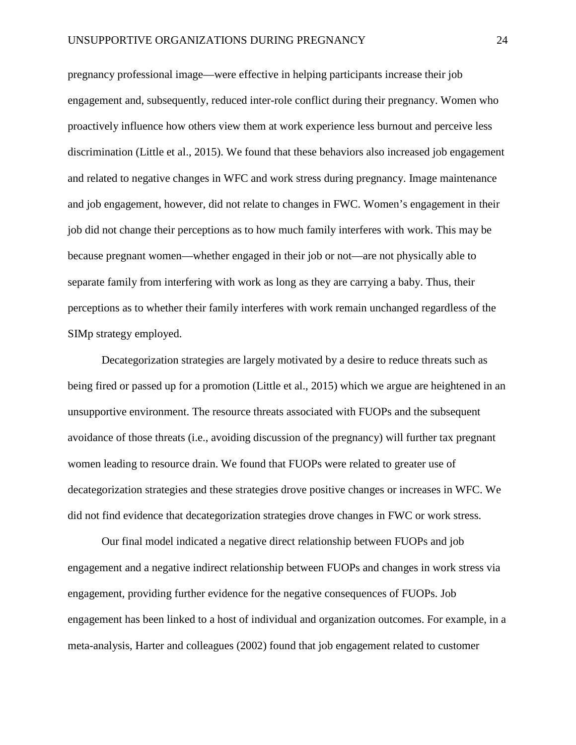pregnancy professional image—were effective in helping participants increase their job engagement and, subsequently, reduced inter-role conflict during their pregnancy. Women who proactively influence how others view them at work experience less burnout and perceive less discrimination (Little et al., 2015). We found that these behaviors also increased job engagement and related to negative changes in WFC and work stress during pregnancy. Image maintenance and job engagement, however, did not relate to changes in FWC. Women's engagement in their job did not change their perceptions as to how much family interferes with work. This may be because pregnant women—whether engaged in their job or not—are not physically able to separate family from interfering with work as long as they are carrying a baby. Thus, their perceptions as to whether their family interferes with work remain unchanged regardless of the SIMp strategy employed.

Decategorization strategies are largely motivated by a desire to reduce threats such as being fired or passed up for a promotion (Little et al., 2015) which we argue are heightened in an unsupportive environment. The resource threats associated with FUOPs and the subsequent avoidance of those threats (i.e., avoiding discussion of the pregnancy) will further tax pregnant women leading to resource drain. We found that FUOPs were related to greater use of decategorization strategies and these strategies drove positive changes or increases in WFC. We did not find evidence that decategorization strategies drove changes in FWC or work stress.

Our final model indicated a negative direct relationship between FUOPs and job engagement and a negative indirect relationship between FUOPs and changes in work stress via engagement, providing further evidence for the negative consequences of FUOPs. Job engagement has been linked to a host of individual and organization outcomes. For example, in a meta-analysis, Harter and colleagues (2002) found that job engagement related to customer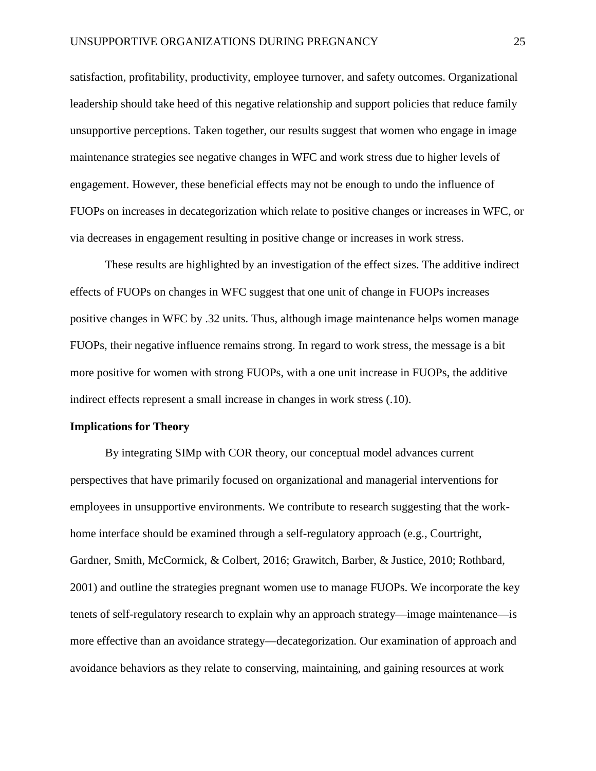satisfaction, profitability, productivity, employee turnover, and safety outcomes. Organizational leadership should take heed of this negative relationship and support policies that reduce family unsupportive perceptions. Taken together, our results suggest that women who engage in image maintenance strategies see negative changes in WFC and work stress due to higher levels of engagement. However, these beneficial effects may not be enough to undo the influence of FUOPs on increases in decategorization which relate to positive changes or increases in WFC, or via decreases in engagement resulting in positive change or increases in work stress.

These results are highlighted by an investigation of the effect sizes. The additive indirect effects of FUOPs on changes in WFC suggest that one unit of change in FUOPs increases positive changes in WFC by .32 units. Thus, although image maintenance helps women manage FUOPs, their negative influence remains strong. In regard to work stress, the message is a bit more positive for women with strong FUOPs, with a one unit increase in FUOPs, the additive indirect effects represent a small increase in changes in work stress (.10).

**Implications for Theory**

By integrating SIMp with COR theory, our conceptual model advances current perspectives that have primarily focused on organizational and managerial interventions for employees in unsupportive environments. We contribute to research suggesting that the work-home interface should be examined through a self-regulatory approach (e.g., Courtright, Gardner, Smith, McCormick, & Colbert, 2016; Grawitch, Barber, & Justice, 2010; Rothbard, 2001) and outline the strategies pregnant women use to manage FUOPs. We incorporate the key tenets of self-regulatory research to explain why an approach strategy—image maintenance—is more effective than an avoidance strategy—decategorization. Our examination of approach and avoidance behaviors as they relate to conserving, maintaining, and gaining resources at work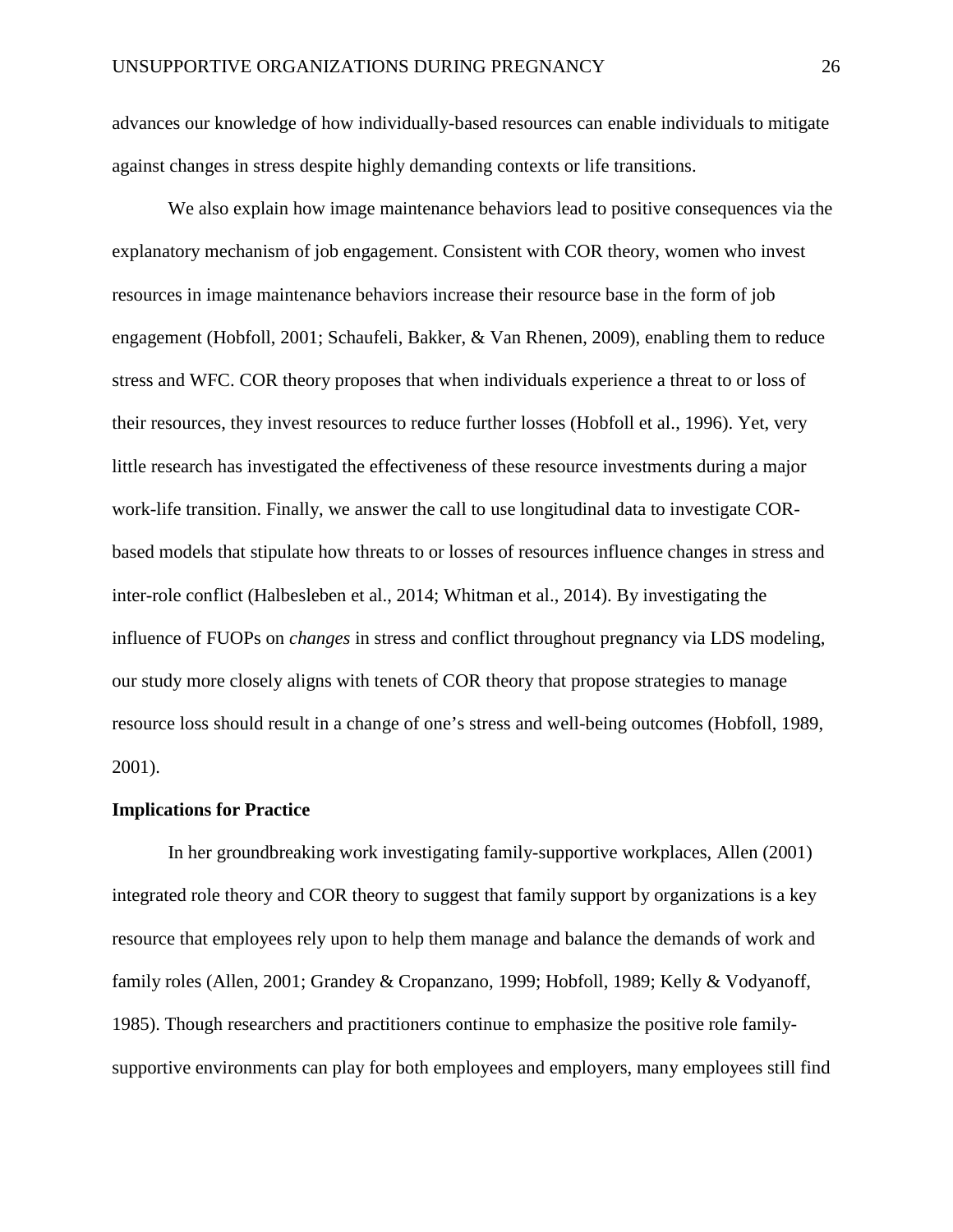advances our knowledge of how individually-based resources can enable individuals to mitigate against changes in stress despite highly demanding contexts or life transitions.

We also explain how image maintenance behaviors lead to positive consequences via the explanatory mechanism of job engagement. Consistent with COR theory, women who invest resources in image maintenance behaviors increase their resource base in the form of job engagement (Hobfoll, 2001; Schaufeli, Bakker, & Van Rhenen, 2009), enabling them to reduce stress and WFC. COR theory proposes that when individuals experience a threat to or loss of their resources, they invest resources to reduce further losses (Hobfoll et al., 1996). Yet, very little research has investigated the effectiveness of these resource investments during a major work-life transition. Finally, we answer the call to use longitudinal data to investigate COR-based models that stipulate how threats to or losses of resources influence changes in stress and inter-role conflict (Halbesleben et al., 2014; Whitman et al., 2014). By investigating the influence of FUOPs on *changes* in stress and conflict throughout pregnancy via LDS modeling, our study more closely aligns with tenets of COR theory that propose strategies to manage resource loss should result in a change of one's stress and well-being outcomes (Hobfoll, 1989, 2001).

**Implications for Practice**

In her groundbreaking work investigating family-supportive workplaces, Allen (2001) integrated role theory and COR theory to suggest that family support by organizations is a key resource that employees rely upon to help them manage and balance the demands of work and family roles (Allen, 2001; Grandey & Cropanzano, 1999; Hobfoll, 1989; Kelly & Vodyanoff, 1985). Though researchers and practitioners continue to emphasize the positive role family-supportive environments can play for both employees and employers, many employees still find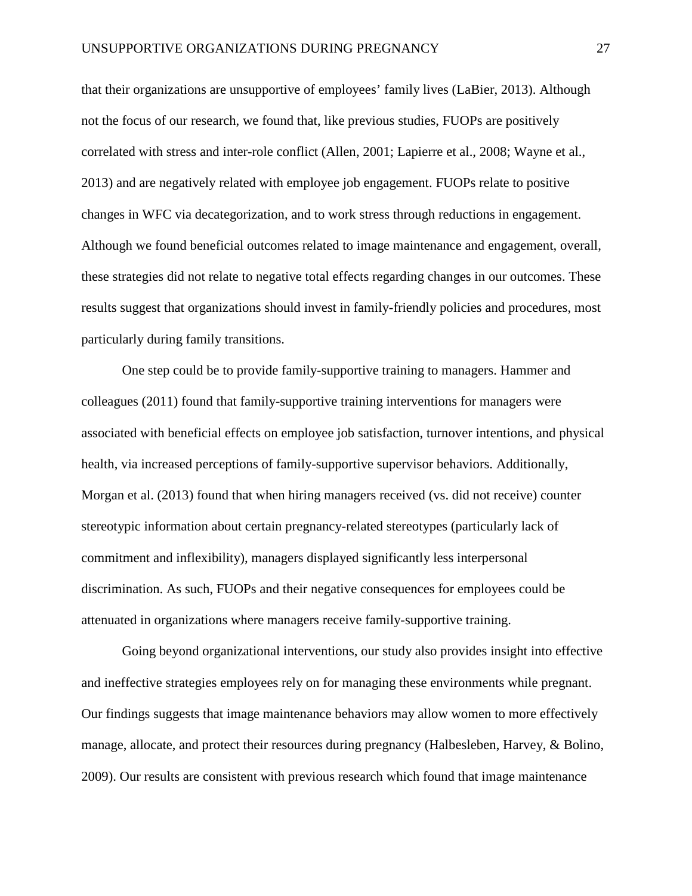that their organizations are unsupportive of employees' family lives (LaBier, 2013). Although not the focus of our research, we found that, like previous studies, FUOPs are positively correlated with stress and inter-role conflict (Allen, 2001; Lapierre et al., 2008; Wayne et al., 2013) and are negatively related with employee job engagement. FUOPs relate to positive changes in WFC via decategorization, and to work stress through reductions in engagement. Although we found beneficial outcomes related to image maintenance and engagement, overall, these strategies did not relate to negative total effects regarding changes in our outcomes. These results suggest that organizations should invest in family-friendly policies and procedures, most particularly during family transitions.

One step could be to provide family-supportive training to managers. Hammer and colleagues (2011) found that family-supportive training interventions for managers were associated with beneficial effects on employee job satisfaction, turnover intentions, and physical health, via increased perceptions of family-supportive supervisor behaviors. Additionally, Morgan et al. (2013) found that when hiring managers received (vs. did not receive) counter stereotypic information about certain pregnancy-related stereotypes (particularly lack of commitment and inflexibility), managers displayed significantly less interpersonal discrimination. As such, FUOPs and their negative consequences for employees could be attenuated in organizations where managers receive family-supportive training.

Going beyond organizational interventions, our study also provides insight into effective and ineffective strategies employees rely on for managing these environments while pregnant. Our findings suggests that image maintenance behaviors may allow women to more effectively manage, allocate, and protect their resources during pregnancy (Halbesleben, Harvey, & Bolino, 2009). Our results are consistent with previous research which found that image maintenance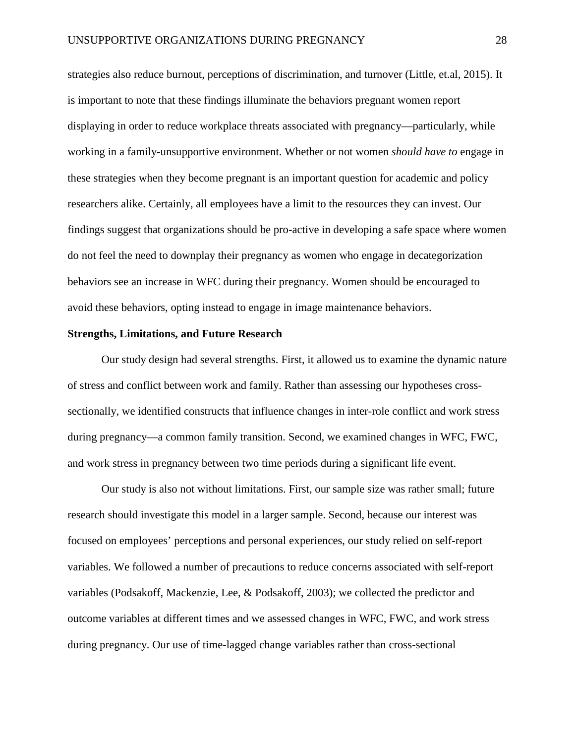strategies also reduce burnout, perceptions of discrimination, and turnover (Little, et.al, 2015). It is important to note that these findings illuminate the behaviors pregnant women report displaying in order to reduce workplace threats associated with pregnancy—particularly, while working in a family-unsupportive environment. Whether or not women *should have to* engage in these strategies when they become pregnant is an important question for academic and policy researchers alike. Certainly, all employees have a limit to the resources they can invest. Our findings suggest that organizations should be pro-active in developing a safe space where women do not feel the need to downplay their pregnancy as women who engage in decategorization behaviors see an increase in WFC during their pregnancy. Women should be encouraged to avoid these behaviors, opting instead to engage in image maintenance behaviors.

**Strengths, Limitations, and Future Research**

Our study design had several strengths. First, it allowed us to examine the dynamic nature of stress and conflict between work and family. Rather than assessing our hypotheses cross-sectionally, we identified constructs that influence changes in inter-role conflict and work stress during pregnancy—a common family transition. Second, we examined changes in WFC, FWC, and work stress in pregnancy between two time periods during a significant life event.

Our study is also not without limitations. First, our sample size was rather small; future research should investigate this model in a larger sample. Second, because our interest was focused on employees' perceptions and personal experiences, our study relied on self-report variables. We followed a number of precautions to reduce concerns associated with self-report variables (Podsakoff, Mackenzie, Lee, & Podsakoff, 2003); we collected the predictor and outcome variables at different times and we assessed changes in WFC, FWC, and work stress during pregnancy. Our use of time-lagged change variables rather than cross-sectional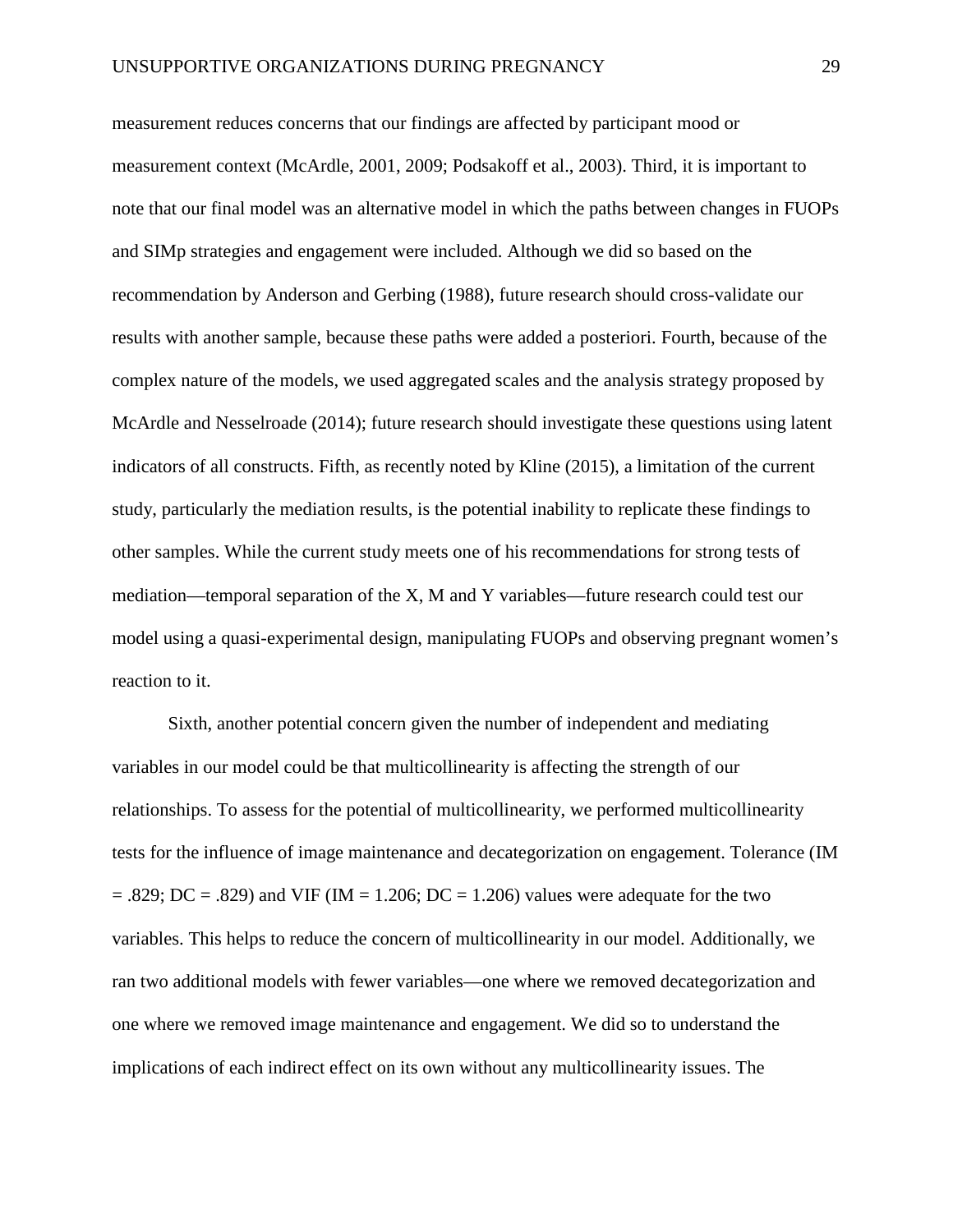measurement reduces concerns that our findings are affected by participant mood or measurement context (McArdle, 2001, 2009; Podsakoff et al., 2003). Third, it is important to note that our final model was an alternative model in which the paths between changes in FUOPs and SIMp strategies and engagement were included. Although we did so based on the recommendation by Anderson and Gerbing (1988), future research should cross-validate our results with another sample, because these paths were added a posteriori. Fourth, because of the complex nature of the models, we used aggregated scales and the analysis strategy proposed by McArdle and Nesselroade (2014); future research should investigate these questions using latent indicators of all constructs. Fifth, as recently noted by Kline (2015), a limitation of the current study, particularly the mediation results, is the potential inability to replicate these findings to other samples. While the current study meets one of his recommendations for strong tests of mediation—temporal separation of the X, M and Y variables—future research could test our model using a quasi-experimental design, manipulating FUOPs and observing pregnant women's reaction to it.

Sixth, another potential concern given the number of independent and mediating variables in our model could be that multicollinearity is affecting the strength of our relationships. To assess for the potential of multicollinearity, we performed multicollinearity tests for the influence of image maintenance and decategorization on engagement. Tolerance (IM = .829; DC = .829) and VIF (IM = 1.206; DC = 1.206) values were adequate for the two variables. This helps to reduce the concern of multicollinearity in our model. Additionally, we ran two additional models with fewer variables—one where we removed decategorization and one where we removed image maintenance and engagement. We did so to understand the implications of each indirect effect on its own without any multicollinearity issues. The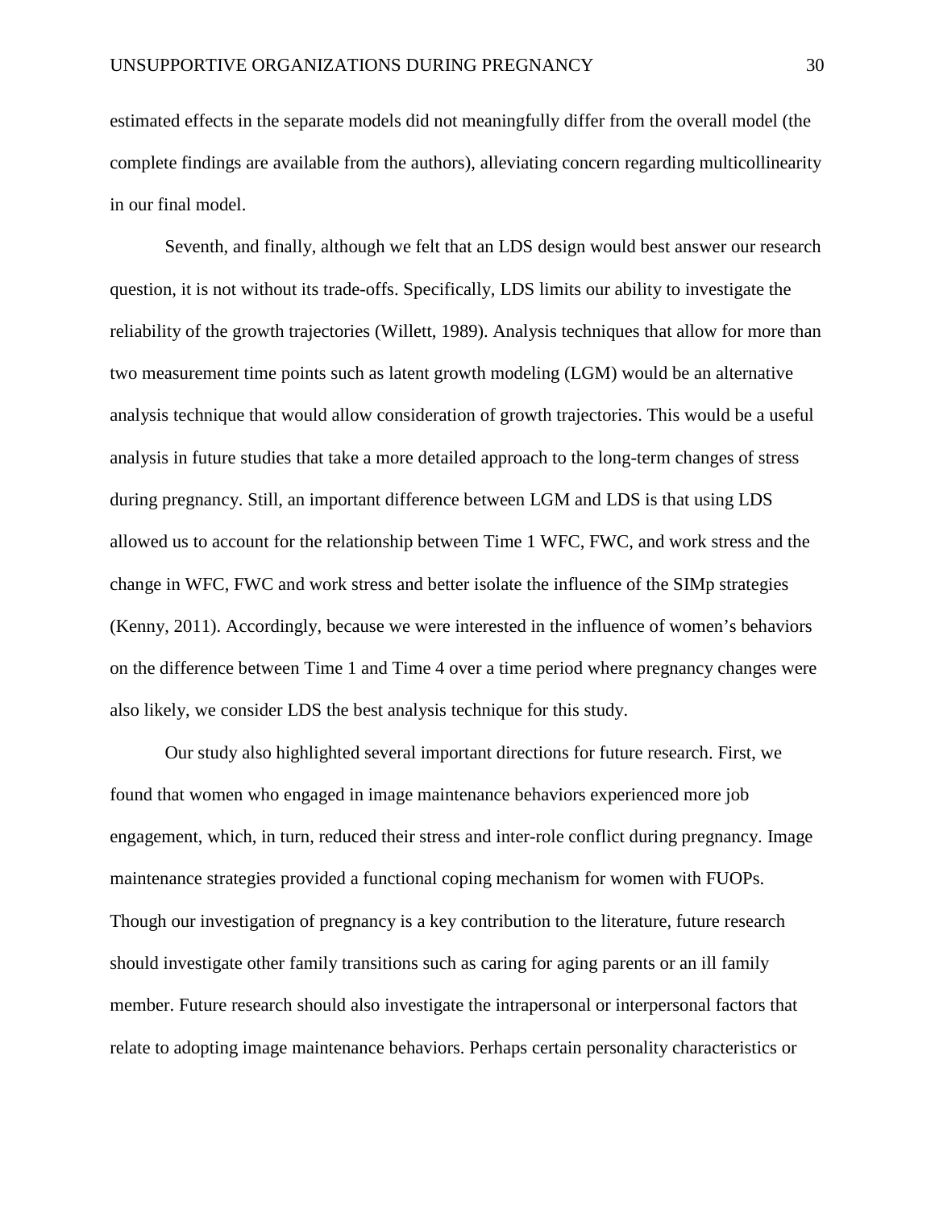estimated effects in the separate models did not meaningfully differ from the overall model (the complete findings are available from the authors), alleviating concern regarding multicollinearity in our final model.

Seventh, and finally, although we felt that an LDS design would best answer our research question, it is not without its trade-offs. Specifically, LDS limits our ability to investigate the reliability of the growth trajectories (Willett, 1989). Analysis techniques that allow for more than two measurement time points such as latent growth modeling (LGM) would be an alternative analysis technique that would allow consideration of growth trajectories. This would be a useful analysis in future studies that take a more detailed approach to the long-term changes of stress during pregnancy. Still, an important difference between LGM and LDS is that using LDS allowed us to account for the relationship between Time 1 WFC, FWC, and work stress and the change in WFC, FWC and work stress and better isolate the influence of the SIMp strategies (Kenny, 2011). Accordingly, because we were interested in the influence of women's behaviors on the difference between Time 1 and Time 4 over a time period where pregnancy changes were also likely, we consider LDS the best analysis technique for this study.

Our study also highlighted several important directions for future research. First, we found that women who engaged in image maintenance behaviors experienced more job engagement, which, in turn, reduced their stress and inter-role conflict during pregnancy. Image maintenance strategies provided a functional coping mechanism for women with FUOPs. Though our investigation of pregnancy is a key contribution to the literature, future research should investigate other family transitions such as caring for aging parents or an ill family member. Future research should also investigate the intrapersonal or interpersonal factors that relate to adopting image maintenance behaviors. Perhaps certain personality characteristics or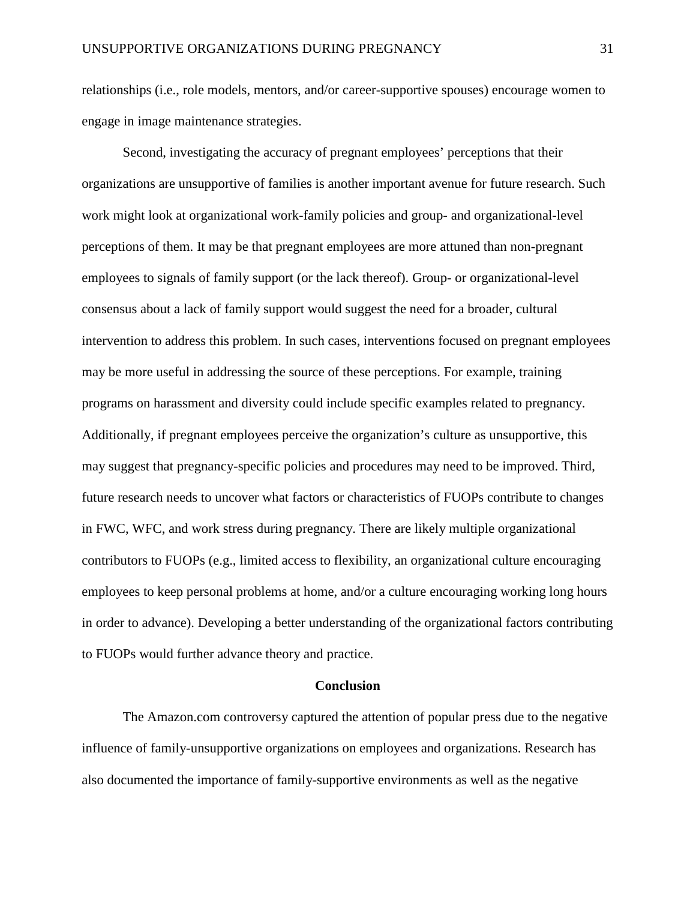relationships (i.e., role models, mentors, and/or career-supportive spouses) encourage women to engage in image maintenance strategies.

Second, investigating the accuracy of pregnant employees' perceptions that their organizations are unsupportive of families is another important avenue for future research. Such work might look at organizational work-family policies and group- and organizational-level perceptions of them. It may be that pregnant employees are more attuned than non-pregnant employees to signals of family support (or the lack thereof). Group- or organizational-level consensus about a lack of family support would suggest the need for a broader, cultural intervention to address this problem. In such cases, interventions focused on pregnant employees may be more useful in addressing the source of these perceptions. For example, training programs on harassment and diversity could include specific examples related to pregnancy. Additionally, if pregnant employees perceive the organization's culture as unsupportive, this may suggest that pregnancy-specific policies and procedures may need to be improved. Third, future research needs to uncover what factors or characteristics of FUOPs contribute to changes in FWC, WFC, and work stress during pregnancy. There are likely multiple organizational contributors to FUOPs (e.g., limited access to flexibility, an organizational culture encouraging employees to keep personal problems at home, and/or a culture encouraging working long hours in order to advance). Developing a better understanding of the organizational factors contributing to FUOPs would further advance theory and practice.

## Conclusion

The Amazon.com controversy captured the attention of popular press due to the negative influence of family-unsupportive organizations on employees and organizations. Research has also documented the importance of family-supportive environments as well as the negative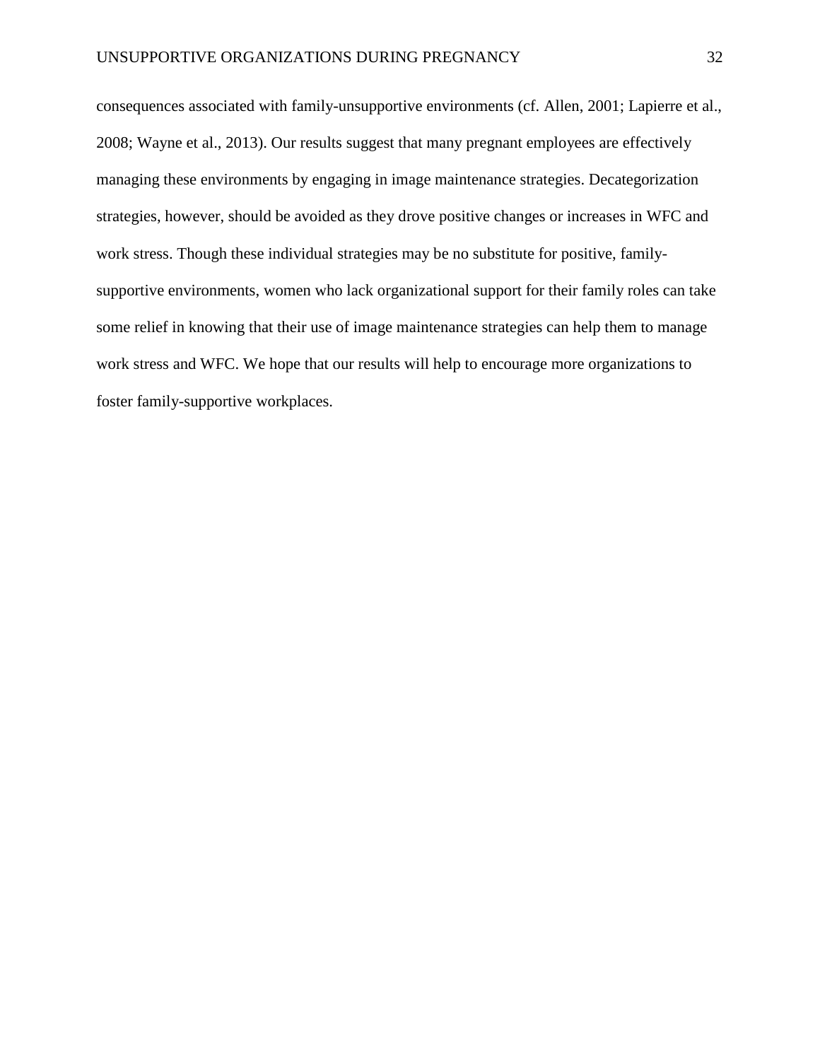consequences associated with family-unsupportive environments (cf. Allen, 2001; Lapierre et al., 2008; Wayne et al., 2013). Our results suggest that many pregnant employees are effectively managing these environments by engaging in image maintenance strategies. Decategorization strategies, however, should be avoided as they drove positive changes or increases in WFC and work stress. Though these individual strategies may be no substitute for positive, family-supportive environments, women who lack organizational support for their family roles can take some relief in knowing that their use of image maintenance strategies can help them to manage work stress and WFC. We hope that our results will help to encourage more organizations to foster family-supportive workplaces.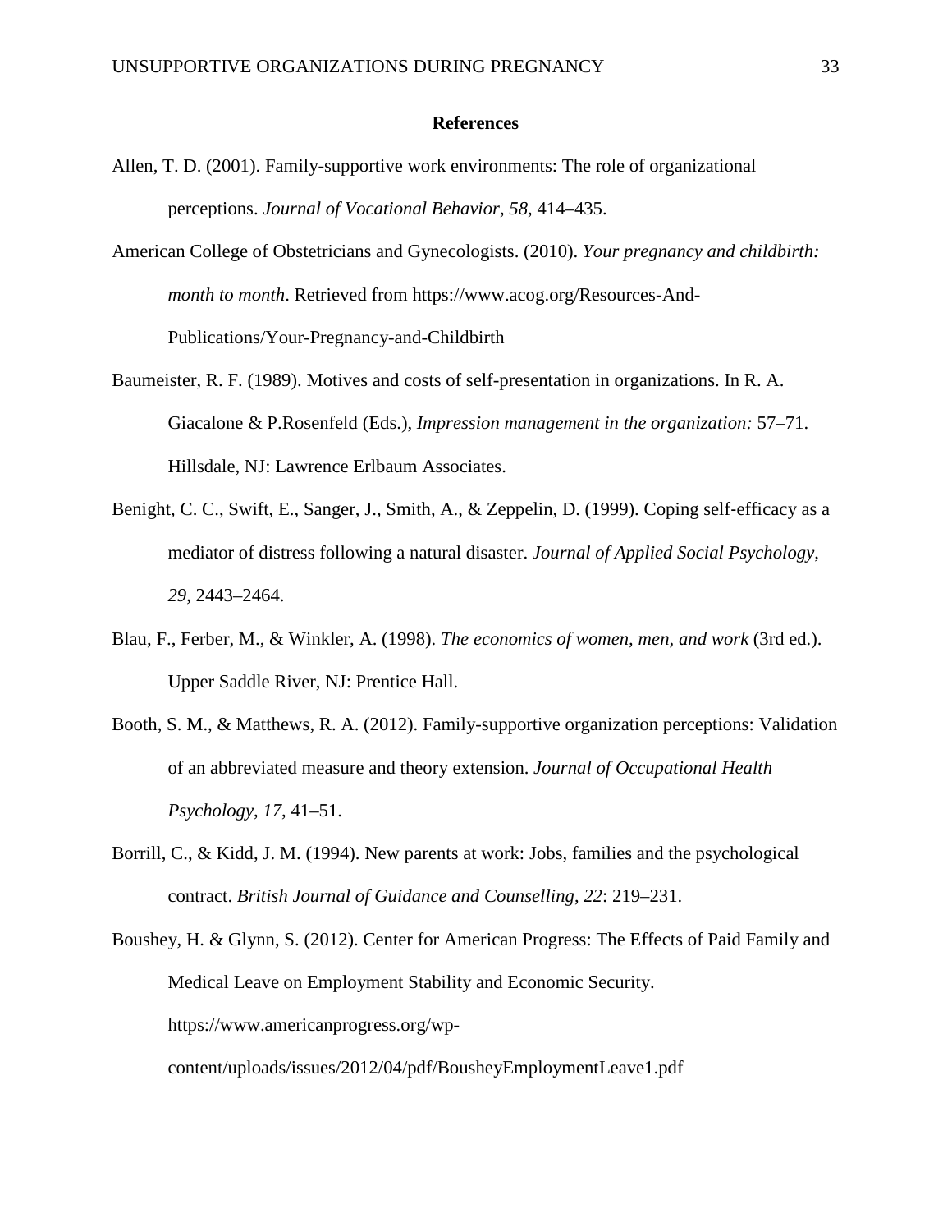## References

Allen, T. D. (2001). Family-supportive work environments: The role of organizational perceptions. *Journal of Vocational Behavior*, *58*, 414–435.

American College of Obstetricians and Gynecologists. (2010). *Your pregnancy and childbirth: month to month*. Retrieved from https://www.acog.org/Resources-And-Publications/Your-Pregnancy-and-Childbirth

Baumeister, R. F. (1989). Motives and costs of self-presentation in organizations. In R. A. Giacalone & P.Rosenfeld (Eds.), *Impression management in the organization:* 57–71. Hillsdale, NJ: Lawrence Erlbaum Associates.

Benight, C. C., Swift, E., Sanger, J., Smith, A., & Zeppelin, D. (1999). Coping self-efficacy as a mediator of distress following a natural disaster. *Journal of Applied Social Psychology*, *29*, 2443–2464.

Blau, F., Ferber, M., & Winkler, A. (1998). *The economics of women, men, and work* (3rd ed.). Upper Saddle River, NJ: Prentice Hall.

Booth, S. M., & Matthews, R. A. (2012). Family-supportive organization perceptions: Validation of an abbreviated measure and theory extension. *Journal of Occupational Health Psychology*, *17*, 41–51.

Borrill, C., & Kidd, J. M. (1994). New parents at work: Jobs, families and the psychological contract. *British Journal of Guidance and Counselling*, *22*: 219–231.

Boushey, H. & Glynn, S. (2012). Center for American Progress: The Effects of Paid Family and Medical Leave on Employment Stability and Economic Security. https://www.americanprogress.org/wp-content/uploads/issues/2012/04/pdf/BousheyEmploymentLeave1.pdf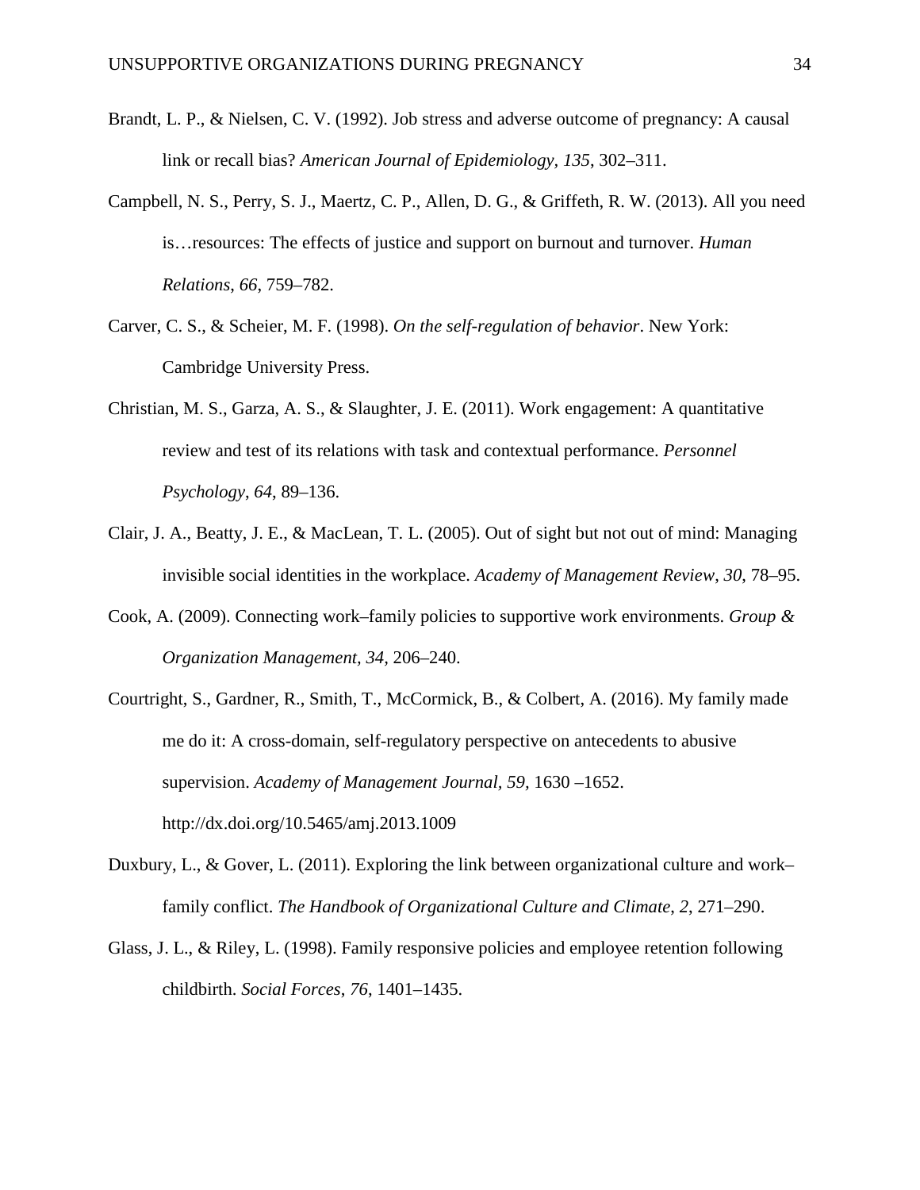Brandt, L. P., & Nielsen, C. V. (1992). Job stress and adverse outcome of pregnancy: A causal link or recall bias? *American Journal of Epidemiology*, *135*, 302–311.

Campbell, N. S., Perry, S. J., Maertz, C. P., Allen, D. G., & Griffeth, R. W. (2013). All you need is…resources: The effects of justice and support on burnout and turnover. *Human Relations*, *66*, 759–782.

Carver, C. S., & Scheier, M. F. (1998). *On the self-regulation of behavior*. New York: Cambridge University Press.

Christian, M. S., Garza, A. S., & Slaughter, J. E. (2011). Work engagement: A quantitative review and test of its relations with task and contextual performance. *Personnel Psychology*, *64*, 89–136.

Clair, J. A., Beatty, J. E., & MacLean, T. L. (2005). Out of sight but not out of mind: Managing invisible social identities in the workplace. *Academy of Management Review*, *30*, 78–95.

Cook, A. (2009). Connecting work–family policies to supportive work environments. *Group & Organization Management, 34,* 206–240.

Courtright, S., Gardner, R., Smith, T., McCormick, B., & Colbert, A. (2016). My family made me do it: A cross-domain, self-regulatory perspective on antecedents to abusive supervision. *Academy of Management Journal, 59,* 1630 –1652. http://dx.doi.org/10.5465/amj.2013.1009

Duxbury, L., & Gover, L. (2011). Exploring the link between organizational culture and work–family conflict. *The Handbook of Organizational Culture and Climate*, *2*, 271–290.

Glass, J. L., & Riley, L. (1998). Family responsive policies and employee retention following childbirth. *Social Forces*, *76*, 1401–1435.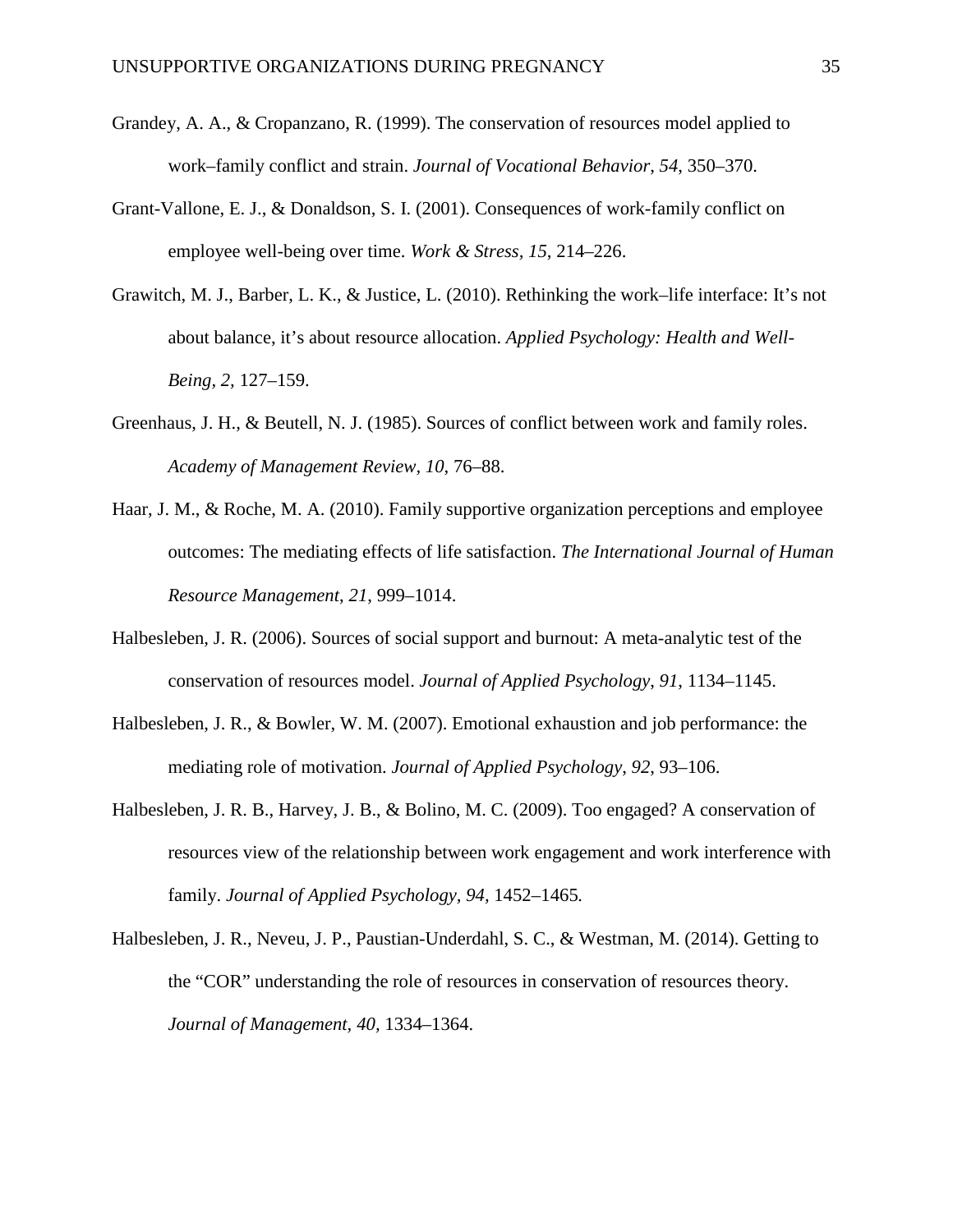Grandey, A. A., & Cropanzano, R. (1999). The conservation of resources model applied to work–family conflict and strain. *Journal of Vocational Behavior*, *54*, 350–370.

Grant-Vallone, E. J., & Donaldson, S. I. (2001). Consequences of work-family conflict on employee well-being over time. *Work & Stress*, *15*, 214–226.

Grawitch, M. J., Barber, L. K., & Justice, L. (2010). Rethinking the work–life interface: It's not about balance, it's about resource allocation. *Applied Psychology: Health and Well-Being, 2,* 127–159.

Greenhaus, J. H., & Beutell, N. J. (1985). Sources of conflict between work and family roles. *Academy of Management Review, 10*, 76–88.

Haar, J. M., & Roche, M. A. (2010). Family supportive organization perceptions and employee outcomes: The mediating effects of life satisfaction. *The International Journal of Human Resource Management*, *21*, 999–1014.

Halbesleben, J. R. (2006). Sources of social support and burnout: A meta-analytic test of the conservation of resources model. *Journal of Applied Psychology*, *91*, 1134–1145.

Halbesleben, J. R., & Bowler, W. M. (2007). Emotional exhaustion and job performance: the mediating role of motivation. *Journal of Applied Psychology*, *92*, 93–106.

Halbesleben, J. R. B., Harvey, J. B., & Bolino, M. C. (2009). Too engaged? A conservation of resources view of the relationship between work engagement and work interference with family. *Journal of Applied Psychology, 94,* 1452–1465*.*

Halbesleben, J. R., Neveu, J. P., Paustian-Underdahl, S. C., & Westman, M. (2014). Getting to the "COR" understanding the role of resources in conservation of resources theory. *Journal of Management*, *40,* 1334–1364.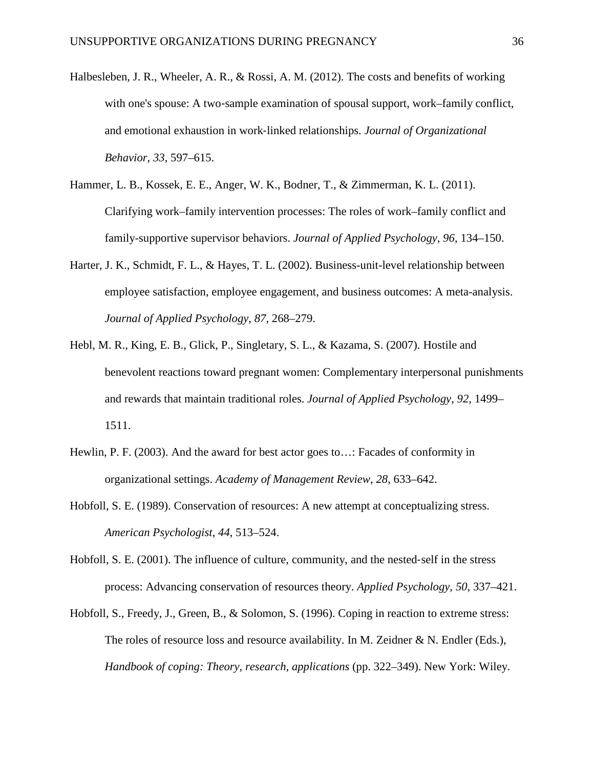Halbesleben, J. R., Wheeler, A. R., & Rossi, A. M. (2012). The costs and benefits of working with one's spouse: A two-sample examination of spousal support, work–family conflict, and emotional exhaustion in work-linked relationships. *Journal of Organizational Behavior*, *33*, 597–615.

Hammer, L. B., Kossek, E. E., Anger, W. K., Bodner, T., & Zimmerman, K. L. (2011). Clarifying work–family intervention processes: The roles of work–family conflict and family-supportive supervisor behaviors. *Journal of Applied Psychology*, *96*, 134–150.

Harter, J. K., Schmidt, F. L., & Hayes, T. L. (2002). Business-unit-level relationship between employee satisfaction, employee engagement, and business outcomes: A meta-analysis. *Journal of Applied Psychology*, *87*, 268–279.

Hebl, M. R., King, E. B., Glick, P., Singletary, S. L., & Kazama, S. (2007). Hostile and benevolent reactions toward pregnant women: Complementary interpersonal punishments and rewards that maintain traditional roles. *Journal of Applied Psychology*, *92*, 1499–1511.

Hewlin, P. F. (2003). And the award for best actor goes to…: Facades of conformity in organizational settings. *Academy of Management Review*, *28*, 633–642.

Hobfoll, S. E. (1989). Conservation of resources: A new attempt at conceptualizing stress. *American Psychologist*, *44*, 513–524.

Hobfoll, S. E. (2001). The influence of culture, community, and the nested-self in the stress process: Advancing conservation of resources theory. *Applied Psychology*, *50*, 337–421.

Hobfoll, S., Freedy, J., Green, B., & Solomon, S. (1996). Coping in reaction to extreme stress: The roles of resource loss and resource availability. In M. Zeidner & N. Endler (Eds.), *Handbook of coping: Theory, research, applications* (pp. 322–349). New York: Wiley.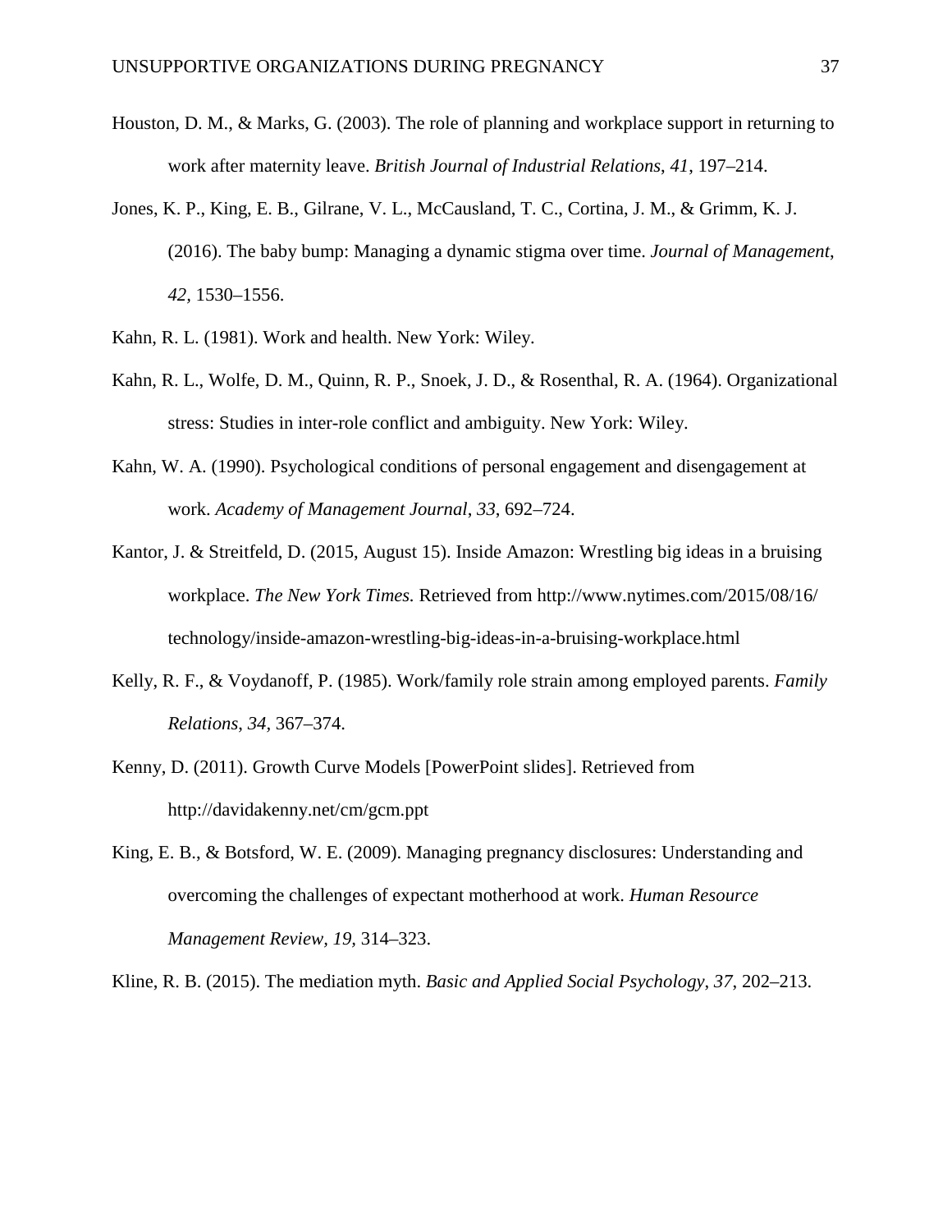Houston, D. M., & Marks, G. (2003). The role of planning and workplace support in returning to work after maternity leave. *British Journal of Industrial Relations*, *41*, 197–214.

Jones, K. P., King, E. B., Gilrane, V. L., McCausland, T. C., Cortina, J. M., & Grimm, K. J. (2016). The baby bump: Managing a dynamic stigma over time. *Journal of Management*, *42*, 1530–1556.

Kahn, R. L. (1981). Work and health. New York: Wiley.

Kahn, R. L., Wolfe, D. M., Quinn, R. P., Snoek, J. D., & Rosenthal, R. A. (1964). Organizational stress: Studies in inter-role conflict and ambiguity. New York: Wiley.

Kahn, W. A. (1990). Psychological conditions of personal engagement and disengagement at work. *Academy of Management Journal*, *33*, 692–724.

Kantor, J. & Streitfeld, D. (2015, August 15). Inside Amazon: Wrestling big ideas in a bruising workplace. *The New York Times.* Retrieved from http://www.nytimes.com/2015/08/16/technology/inside-amazon-wrestling-big-ideas-in-a-bruising-workplace.html

Kelly, R. F., & Voydanoff, P. (1985). Work/family role strain among employed parents. *Family Relations*, *34*, 367–374.

Kenny, D. (2011). Growth Curve Models [PowerPoint slides]. Retrieved from http://davidakenny.net/cm/gcm.ppt

King, E. B., & Botsford, W. E. (2009). Managing pregnancy disclosures: Understanding and overcoming the challenges of expectant motherhood at work. *Human Resource Management Review*, *19*, 314–323.

Kline, R. B. (2015). The mediation myth. *Basic and Applied Social Psychology*, *37*, 202–213.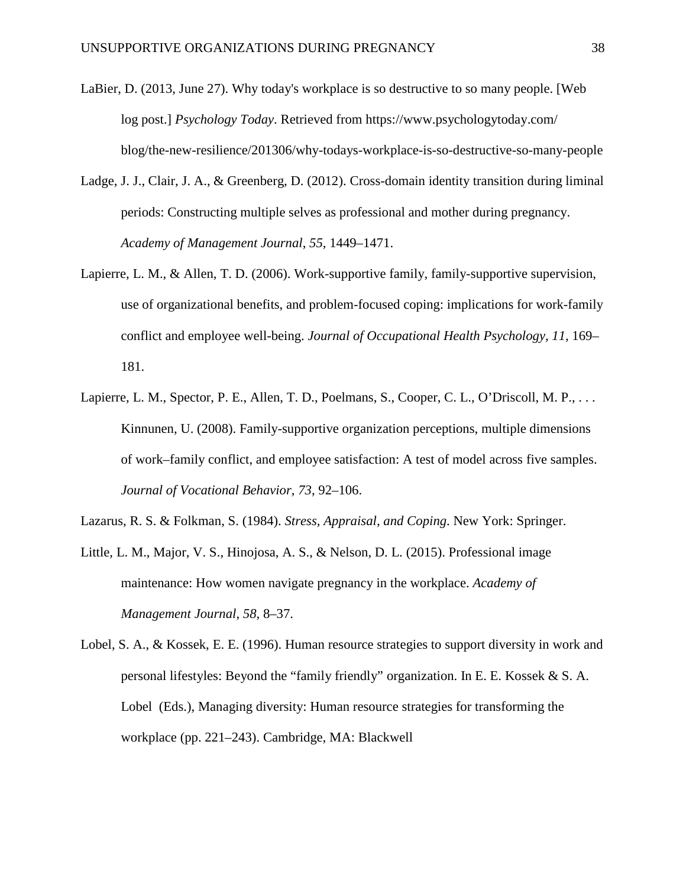LaBier, D. (2013, June 27). Why today's workplace is so destructive to so many people. [Web log post.] *Psychology Today*. Retrieved from https://www.psychologytoday.com/blog/the-new-resilience/201306/why-todays-workplace-is-so-destructive-so-many-people

Ladge, J. J., Clair, J. A., & Greenberg, D. (2012). Cross-domain identity transition during liminal periods: Constructing multiple selves as professional and mother during pregnancy. *Academy of Management Journal*, *55*, 1449–1471.

Lapierre, L. M., & Allen, T. D. (2006). Work-supportive family, family-supportive supervision, use of organizational benefits, and problem-focused coping: implications for work-family conflict and employee well-being. *Journal of Occupational Health Psychology, 11*, 169–181.

Lapierre, L. M., Spector, P. E., Allen, T. D., Poelmans, S., Cooper, C. L., O'Driscoll, M. P., . . . Kinnunen, U. (2008). Family-supportive organization perceptions, multiple dimensions of work–family conflict, and employee satisfaction: A test of model across five samples. *Journal of Vocational Behavior*, *73*, 92–106.

Lazarus, R. S. & Folkman, S. (1984). *Stress, Appraisal, and Coping*. New York: Springer.

Little, L. M., Major, V. S., Hinojosa, A. S., & Nelson, D. L. (2015). Professional image maintenance: How women navigate pregnancy in the workplace. *Academy of Management Journal*, *58*, 8–37.

Lobel, S. A., & Kossek, E. E. (1996). Human resource strategies to support diversity in work and personal lifestyles: Beyond the "family friendly" organization. In E. E. Kossek & S. A. Lobel (Eds.), Managing diversity: Human resource strategies for transforming the workplace (pp. 221–243). Cambridge, MA: Blackwell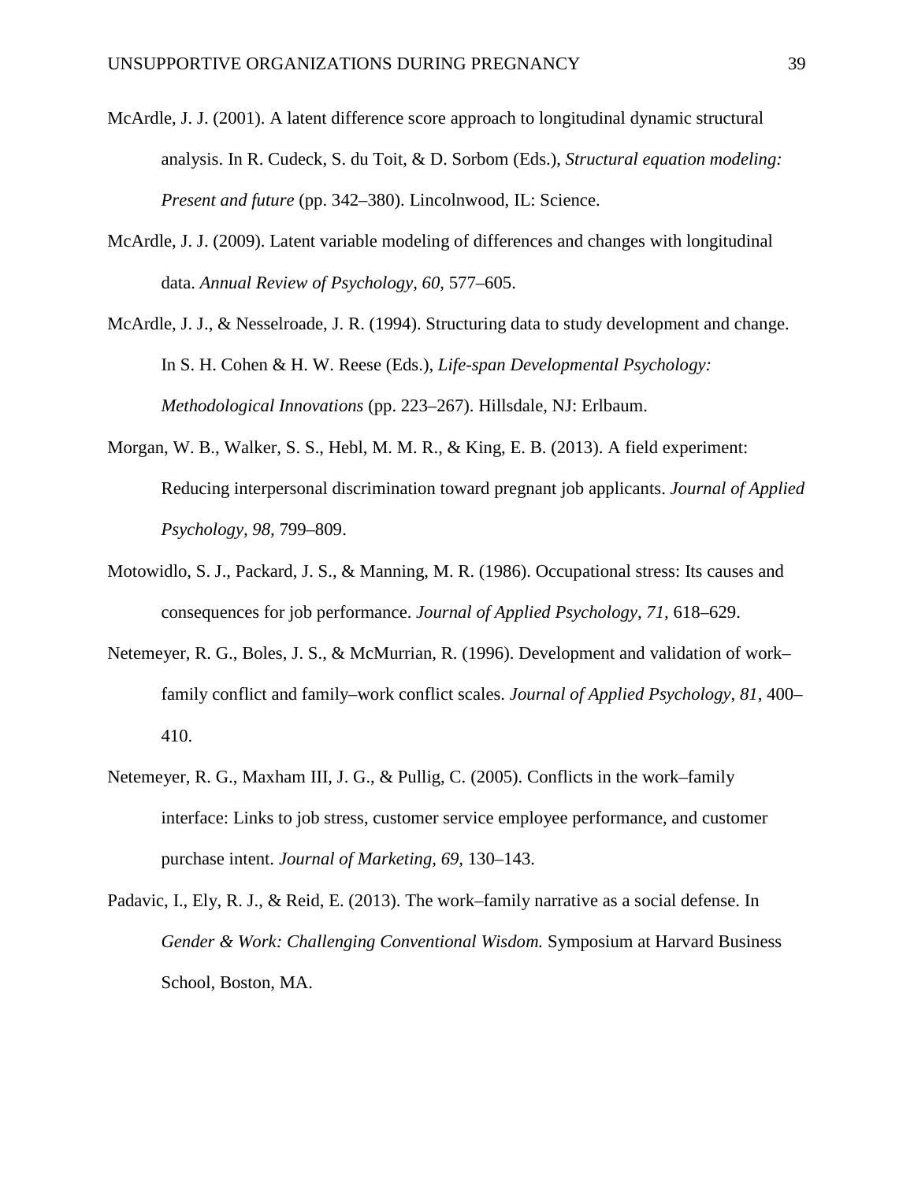McArdle, J. J. (2001). A latent difference score approach to longitudinal dynamic structural analysis. In R. Cudeck, S. du Toit, & D. Sorbom (Eds.), *Structural equation modeling: Present and future* (pp. 342–380). Lincolnwood, IL: Science.

McArdle, J. J. (2009). Latent variable modeling of differences and changes with longitudinal data. *Annual Review of Psychology, 60*, 577–605.

McArdle, J. J., & Nesselroade, J. R. (1994). Structuring data to study development and change. In S. H. Cohen & H. W. Reese (Eds.), *Life-span Developmental Psychology: Methodological Innovations* (pp. 223–267). Hillsdale, NJ: Erlbaum.

Morgan, W. B., Walker, S. S., Hebl, M. M. R., & King, E. B. (2013). A field experiment: Reducing interpersonal discrimination toward pregnant job applicants. *Journal of Applied Psychology, 98,* 799–809.

Motowidlo, S. J., Packard, J. S., & Manning, M. R. (1986). Occupational stress: Its causes and consequences for job performance. *Journal of Applied Psychology, 71,* 618–629.

Netemeyer, R. G., Boles, J. S., & McMurrian, R. (1996). Development and validation of work–family conflict and family–work conflict scales. *Journal of Applied Psychology, 81*, 400–410.

Netemeyer, R. G., Maxham III, J. G., & Pullig, C. (2005). Conflicts in the work–family interface: Links to job stress, customer service employee performance, and customer purchase intent. *Journal of Marketing, 69,* 130–143.

Padavic, I., Ely, R. J., & Reid, E. (2013). The work–family narrative as a social defense. In *Gender & Work: Challenging Conventional Wisdom.* Symposium at Harvard Business School, Boston, MA.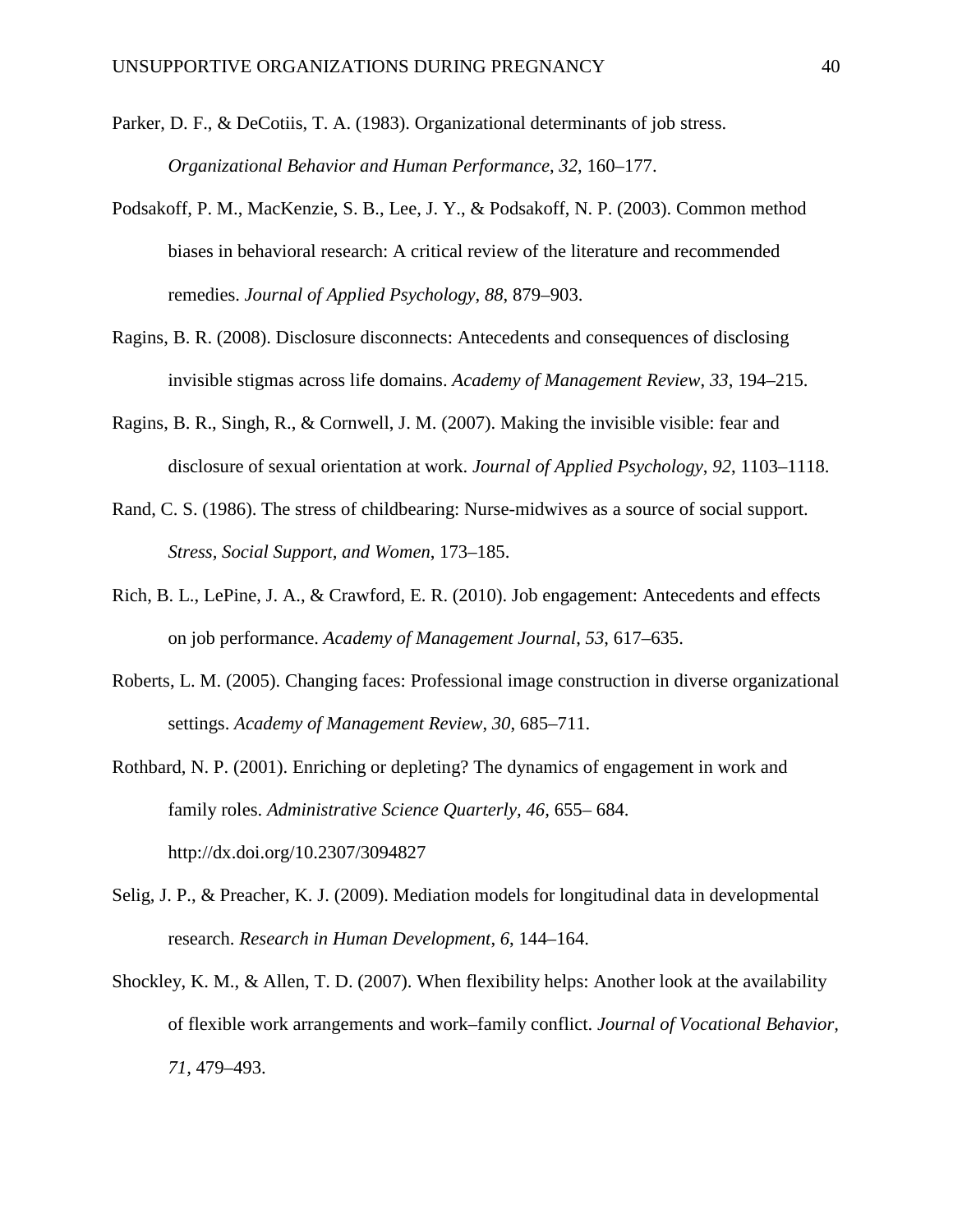Parker, D. F., & DeCotiis, T. A. (1983). Organizational determinants of job stress. *Organizational Behavior and Human Performance, 32*, 160–177.

Podsakoff, P. M., MacKenzie, S. B., Lee, J. Y., & Podsakoff, N. P. (2003). Common method biases in behavioral research: A critical review of the literature and recommended remedies. *Journal of Applied Psychology*, *88*, 879–903.

Ragins, B. R. (2008). Disclosure disconnects: Antecedents and consequences of disclosing invisible stigmas across life domains. *Academy of Management Review*, *33*, 194–215.

Ragins, B. R., Singh, R., & Cornwell, J. M. (2007). Making the invisible visible: fear and disclosure of sexual orientation at work. *Journal of Applied Psychology*, *92*, 1103–1118.

Rand, C. S. (1986). The stress of childbearing: Nurse-midwives as a source of social support. *Stress, Social Support, and Women*, 173–185.

Rich, B. L., LePine, J. A., & Crawford, E. R. (2010). Job engagement: Antecedents and effects on job performance. *Academy of Management Journal, 53*, 617–635.

Roberts, L. M. (2005). Changing faces: Professional image construction in diverse organizational settings. *Academy of Management Review*, *30*, 685–711.

Rothbard, N. P. (2001). Enriching or depleting? The dynamics of engagement in work and family roles. *Administrative Science Quarterly*, *46*, 655– 684. http://dx.doi.org/10.2307/3094827

Selig, J. P., & Preacher, K. J. (2009). Mediation models for longitudinal data in developmental research. *Research in Human Development*, *6*, 144–164.

Shockley, K. M., & Allen, T. D. (2007). When flexibility helps: Another look at the availability of flexible work arrangements and work–family conflict. *Journal of Vocational Behavior, 71,* 479–493.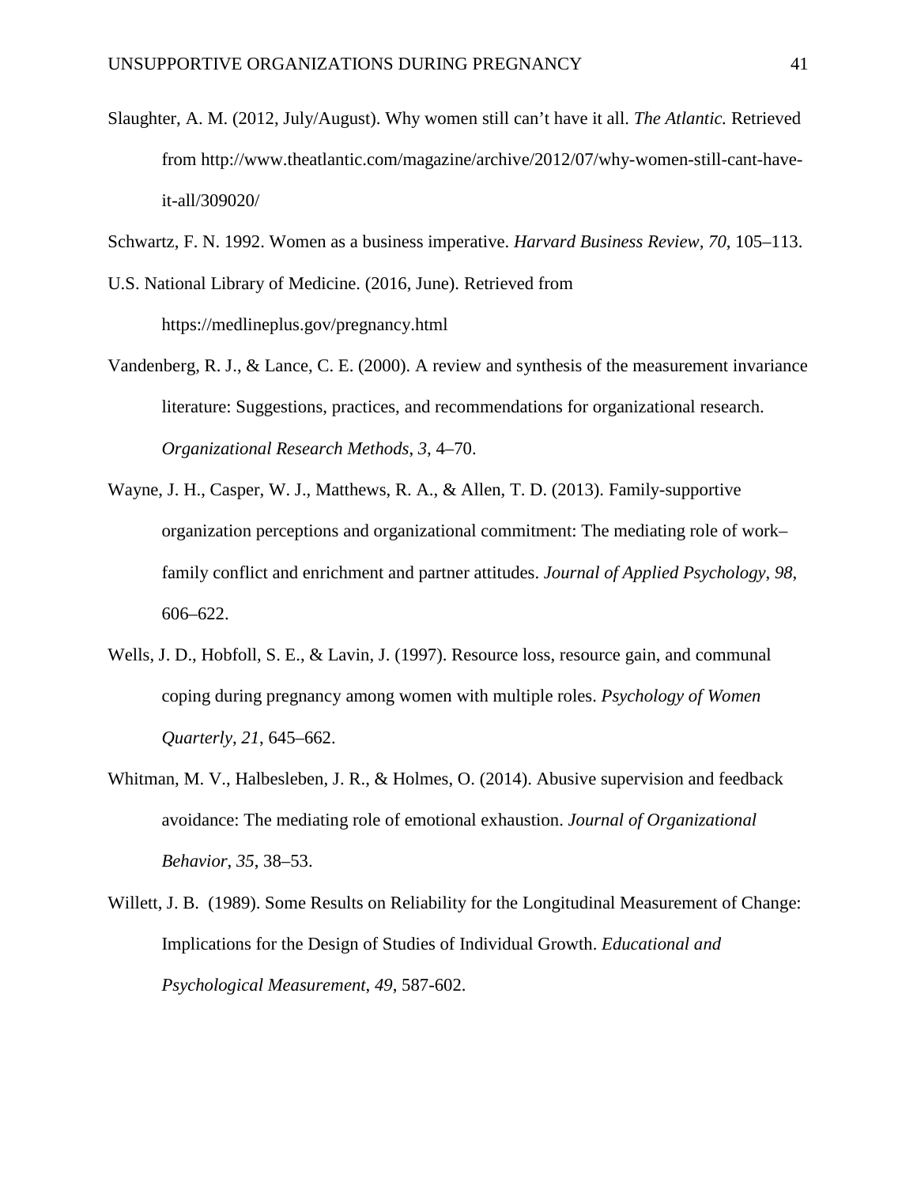Slaughter, A. M. (2012, July/August). Why women still can't have it all. *The Atlantic.* Retrieved from http://www.theatlantic.com/magazine/archive/2012/07/why-women-still-cant-have-it-all/309020/

Schwartz, F. N. 1992. Women as a business imperative. *Harvard Business Review, 70*, 105–113.

U.S. National Library of Medicine. (2016, June). Retrieved from https://medlineplus.gov/pregnancy.html

Vandenberg, R. J., & Lance, C. E. (2000). A review and synthesis of the measurement invariance literature: Suggestions, practices, and recommendations for organizational research. *Organizational Research Methods*, *3*, 4–70.

Wayne, J. H., Casper, W. J., Matthews, R. A., & Allen, T. D. (2013). Family-supportive organization perceptions and organizational commitment: The mediating role of work–family conflict and enrichment and partner attitudes. *Journal of Applied Psychology*, *98*, 606–622.

Wells, J. D., Hobfoll, S. E., & Lavin, J. (1997). Resource loss, resource gain, and communal coping during pregnancy among women with multiple roles. *Psychology of Women Quarterly*, *21*, 645–662.

Whitman, M. V., Halbesleben, J. R., & Holmes, O. (2014). Abusive supervision and feedback avoidance: The mediating role of emotional exhaustion. *Journal of Organizational Behavior*, *35*, 38–53.

Willett, J. B. (1989). Some Results on Reliability for the Longitudinal Measurement of Change: Implications for the Design of Studies of Individual Growth. *Educational and Psychological Measurement*, *49*, 587-602.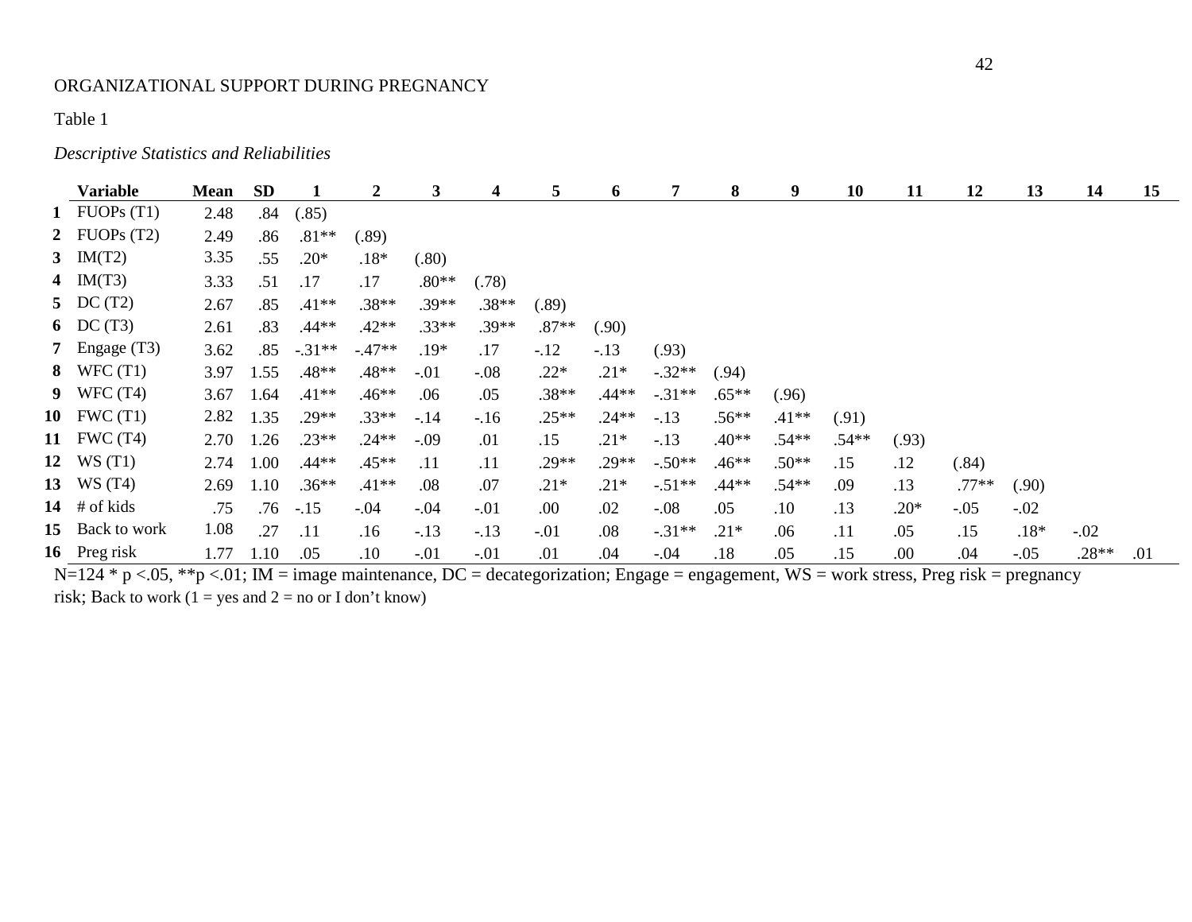Table 1

*Descriptive Statistics and Reliabilities*

| | Variable | Mean | SD | 1 | 2 | 3 | 4 | 5 | 6 | 7 | 8 | 9 | 10 | 11 | 12 | 13 | 14 | 15 |
|---|---|---|---|---|---|---|---|---|---|---|---|---|---|---|---|---|---|---|
| 1 | FUOPs (T1) | 2.48 | .84 | (.85) | | | | | | | | | | | | | | |
| 2 | FUOPs (T2) | 2.49 | .86 | .81** | (.89) | | | | | | | | | | | | | |
| 3 | IM(T2) | 3.35 | .55 | .20* | .18* | (.80) | | | | | | | | | | | | |
| 4 | IM(T3) | 3.33 | .51 | .17 | .17 | .80** | (.78) | | | | | | | | | | | |
| 5 | DC (T2) | 2.67 | .85 | .41** | .38** | .39** | .38** | (.89) | | | | | | | | | | |
| 6 | DC (T3) | 2.61 | .83 | .44** | .42** | .33** | .39** | .87** | (.90) | | | | | | | | | |
| 7 | Engage (T3) | 3.62 | .85 | -.31** | -.47** | .19* | .17 | -.12 | -.13 | (.93) | | | | | | | | |
| 8 | WFC (T1) | 3.97 | 1.55 | .48** | .48** | -.01 | -.08 | .22* | .21* | -.32** | (.94) | | | | | | | |
| 9 | WFC (T4) | 3.67 | 1.64 | .41** | .46** | .06 | .05 | .38** | .44** | -.31** | .65** | (.96) | | | | | | |
| 10 | FWC (T1) | 2.82 | 1.35 | .29** | .33** | -.14 | -.16 | .25** | .24** | -.13 | .56** | .41** | (.91) | | | | | |
| 11 | FWC (T4) | 2.70 | 1.26 | .23** | .24** | -.09 | .01 | .15 | .21* | -.13 | .40** | .54** | .54** | (.93) | | | | |
| 12 | WS (T1) | 2.74 | 1.00 | .44** | .45** | .11 | .11 | .29** | .29** | -.50** | .46** | .50** | .15 | .12 | (.84) | | | |
| 13 | WS (T4) | 2.69 | 1.10 | .36** | .41** | .08 | .07 | .21* | .21* | -.51** | .44** | .54** | .09 | .13 | .77** | (.90) | | |
| 14 | # of kids | .75 | .76 | -.15 | -.04 | -.04 | -.01 | .00 | .02 | -.08 | .05 | .10 | .13 | .20* | -.05 | -.02 | | |
| 15 | Back to work | 1.08 | .27 | .11 | .16 | -.13 | -.13 | -.01 | .08 | -.31** | .21* | .06 | .11 | .05 | .15 | .18* | -.02 | |
| 16 | Preg risk | 1.77 | 1.10 | .05 | .10 | -.01 | -.01 | .01 | .04 | -.04 | .18 | .05 | .15 | .00 | .04 | -.05 | .28** | .01 |

N=124 * p <.05, **p <.01; IM = image maintenance, DC = decategorization; Engage = engagement, WS = work stress, Preg risk = pregnancy risk; Back to work (1 = yes and 2 = no or I don't know)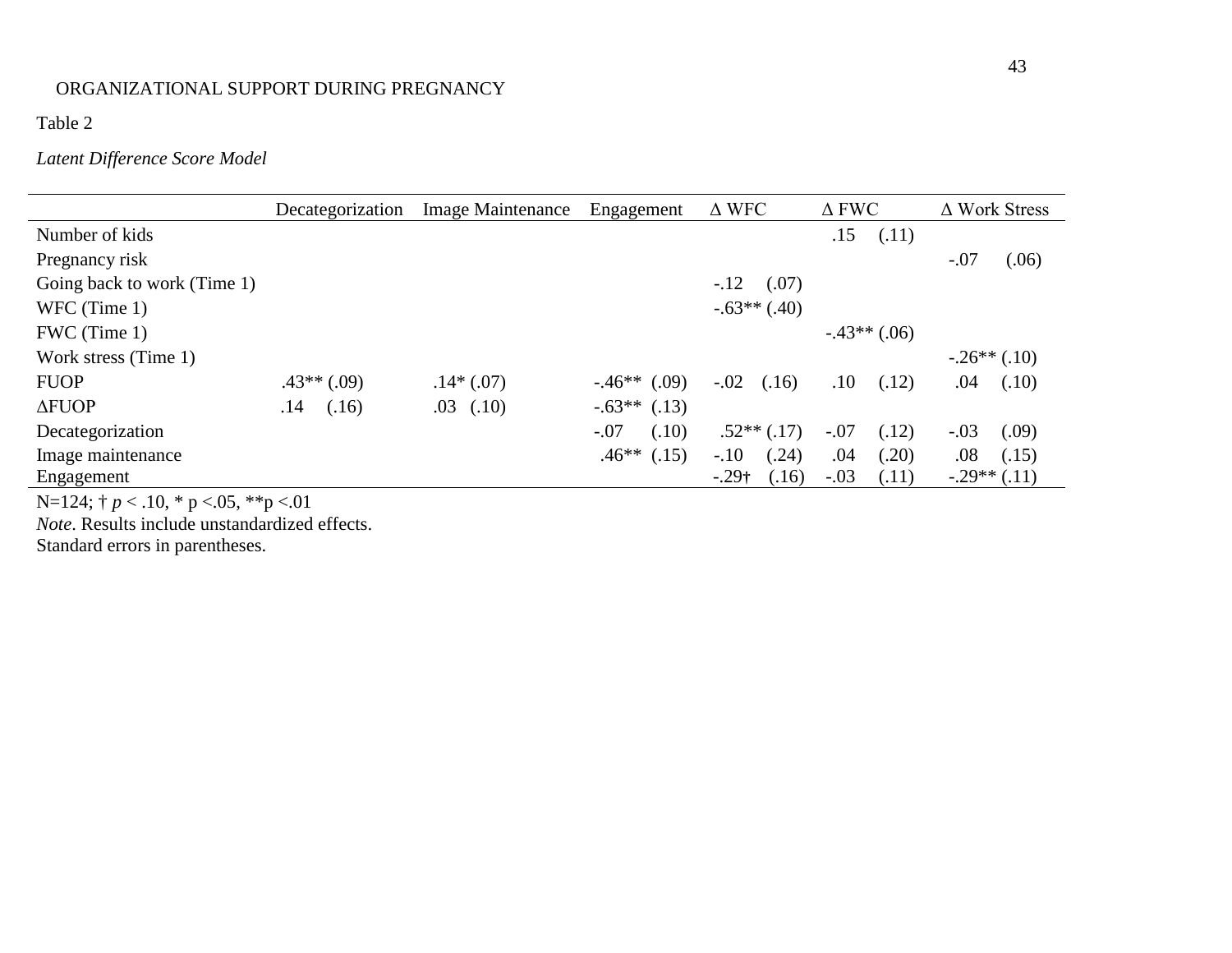Table 2

*Latent Difference Score Model*

| | Decategorization | Image Maintenance | Engagement | Δ WFC | Δ FWC | Δ Work Stress |
|---|---|---|---|---|---|---|
| Number of kids | | | | | .15 (.11) | |
| Pregnancy risk | | | | | | -.07 (.06) |
| Going back to work (Time 1) | | | | -.12 (.07) | | |
| WFC (Time 1) | | | | -.63** (.40) | | |
| FWC (Time 1) | | | | | -.43** (.06) | |
| Work stress (Time 1) | | | | | | -.26** (.10) |
| FUOP | .43** (.09) | .14* (.07) | -.46** (.09) | -.02 (.16) | .10 (.12) | .04 (.10) |
| ΔFUOP | .14 (.16) | .03 (.10) | -.63** (.13) | | | |
| Decategorization | | | -.07 (.10) | .52** (.17) | -.07 (.12) | -.03 (.09) |
| Image maintenance | | | .46** (.15) | -.10 (.24) | .04 (.20) | .08 (.15) |
| Engagement | | | | -.29† (.16) | -.03 (.11) | -.29** (.11) |

N=124; † $p < .10$, * $p < .05$, ** $p < .01$

*Note*. Results include unstandardized effects.

Standard errors in parentheses.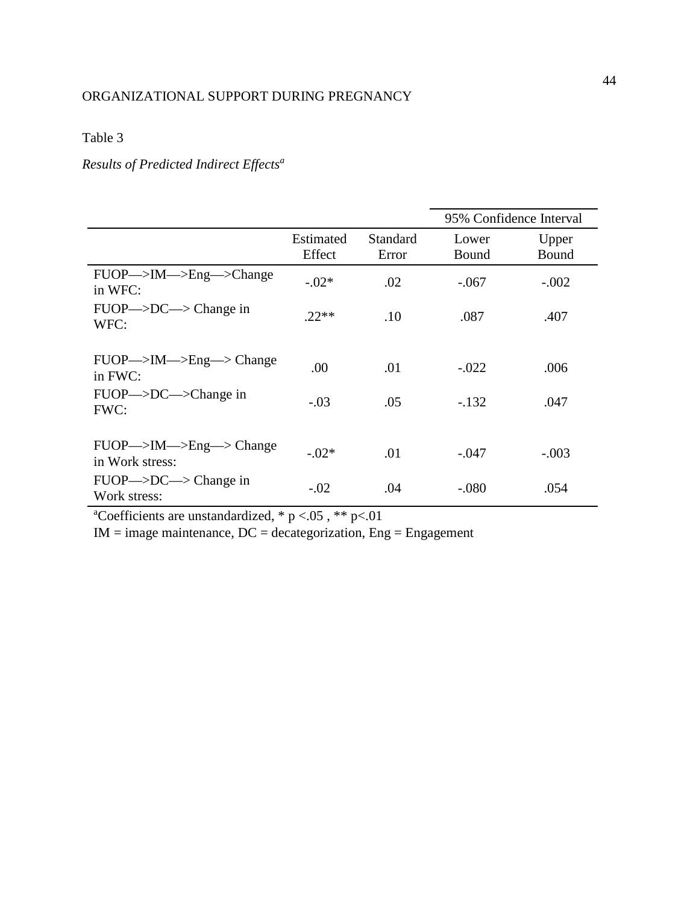Table 3

*Results of Predicted Indirect Effects*[a]

| | | | 95% Confidence Interval | |
|---|---|---|---|---|
| | Estimated Effect | Standard Error | Lower Bound | Upper Bound |
| FUOP—>IM—>Eng—>Change in WFC: | -.02* | .02 | -.067 | -.002 |
| FUOP—>DC—> Change in WFC: | .22** | .10 | .087 | .407 |
| FUOP—>IM—>Eng—> Change in FWC: | .00 | .01 | -.022 | .006 |
| FUOP—>DC—>Change in FWC: | -.03 | .05 | -.132 | .047 |
| FUOP—>IM—>Eng—> Change in Work stress: | -.02* | .01 | -.047 | -.003 |
| FUOP—>DC—> Change in Work stress: | -.02 | .04 | -.080 | .054 |

[a]Coefficients are unstandardized, * $p < .05$ , ** $p < .01$

IM = image maintenance, DC = decategorization, Eng = Engagement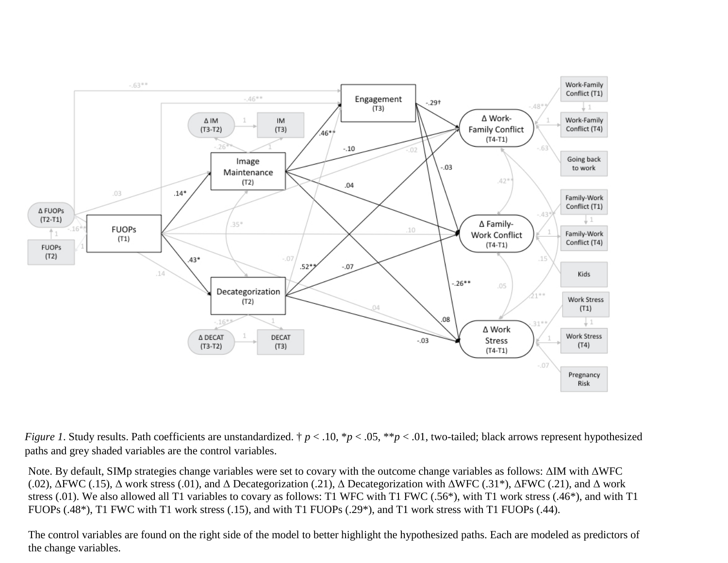-.63**

-.46**

Engagement (T3)

-.29†

Work-Family Conflict (T1)

Δ IM (T3-T2)

IM (T3)

1

-.48**

1

.46**

Δ Work-Family Conflict (T4-T1)

1

Work-Family Conflict (T4)

-.26**

1

-.10

-.02

-.63

Going back to work

Image Maintenance (T2)

-.03

.03

.14*

.04

.42**

Family-Work Conflict (T1)

Δ FUOPs (T2-T1)

-.43**

1

.35*

FUOPs (T1)

-.16**

.10

Δ Family-Work Conflict (T4-T1)

1

Family-Work Conflict (T4)

1

1

FUOPs (T2)

.43*

-.07

.52**

-.07

.15

Kids

.14

-.26**

.05

Decategorization (T2)

.21**

Work Stress (T1)

.04

-.16**

1

.08

-.31**

1

Δ DECAT (T3-T2)

1

DECAT (T3)

-.03

Δ Work Stress (T4-T1)

1

Work Stress (T4)

-.07

Pregnancy Risk

*Figure 1*. Study results. Path coefficients are unstandardized. † $p < .10$, * $p < .05$, ** $p < .01$, two-tailed; black arrows represent hypothesized paths and grey shaded variables are the control variables.

Note. By default, SIMp strategies change variables were set to covary with the outcome change variables as follows: ΔIM with ΔWFC (.02), ΔFWC (.15), Δ work stress (.01), and Δ Decategorization (.21), Δ Decategorization with ΔWFC (.31*), ΔFWC (.21), and Δ work stress (.01). We also allowed all T1 variables to covary as follows: T1 WFC with T1 FWC (.56*), with T1 work stress (.46*), and with T1 FUOPs (.48*), T1 FWC with T1 work stress (.15), and with T1 FUOPs (.29*), and T1 work stress with T1 FUOPs (.44).

The control variables are found on the right side of the model to better highlight the hypothesized paths. Each are modeled as predictors of the change variables.